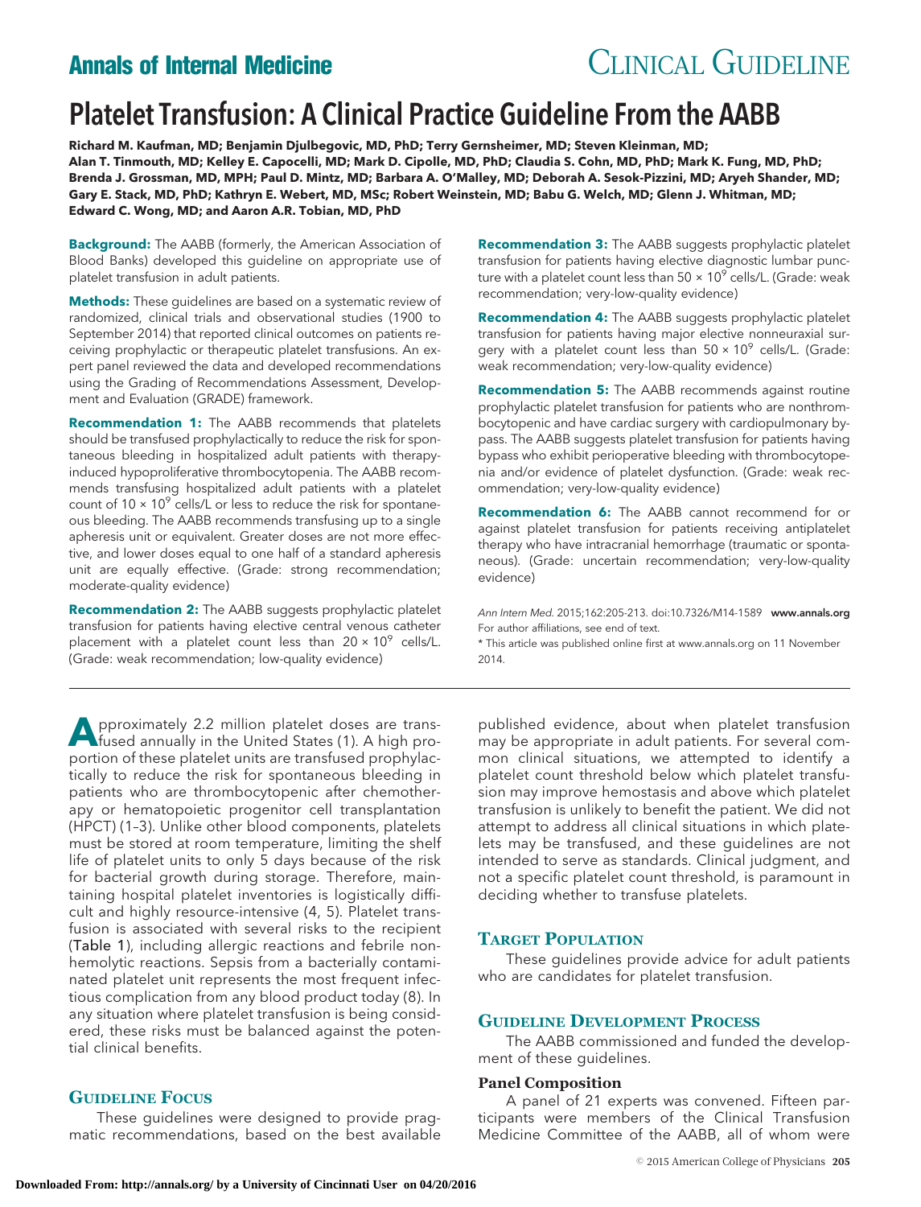Annals of Internal Medicine — CLINICAL GUIDELINE

# Platelet Transfusion: A Clinical Practice Guideline From the AABB

**Richard M. Kaufman, MD; Benjamin Djulbegovic, MD, PhD; Terry Gernsheimer, MD; Steven Kleinman, MD; Alan T. Tinmouth, MD; Kelley E. Capocelli, MD; Mark D. Cipolle, MD, PhD; Claudia S. Cohn, MD, PhD; Mark K. Fung, MD, PhD; Brenda J. Grossman, MD, MPH; Paul D. Mintz, MD; Barbara A. O'Malley, MD; Deborah A. Sesok-Pizzini, MD; Aryeh Shander, MD; Gary E. Stack, MD, PhD; Kathryn E. Webert, MD, MSc; Robert Weinstein, MD; Babu G. Welch, MD; Glenn J. Whitman, MD; Edward C. Wong, MD; and Aaron A.R. Tobian, MD, PhD**

**Background:** The AABB (formerly, the American Association of Blood Banks) developed this guideline on appropriate use of platelet transfusion in adult patients.

**Methods:** These guidelines are based on a systematic review of randomized, clinical trials and observational studies (1900 to September 2014) that reported clinical outcomes on patients receiving prophylactic or therapeutic platelet transfusions. An expert panel reviewed the data and developed recommendations using the Grading of Recommendations Assessment, Development and Evaluation (GRADE) framework.

**Recommendation 1:** The AABB recommends that platelets should be transfused prophylactically to reduce the risk for spontaneous bleeding in hospitalized adult patients with therapy-induced hypoproliferative thrombocytopenia. The AABB recommends transfusing hospitalized adult patients with a platelet count of $10 \times 10^9$ cells/L or less to reduce the risk for spontaneous bleeding. The AABB recommends transfusing up to a single apheresis unit or equivalent. Greater doses are not more effective, and lower doses equal to one half of a standard apheresis unit are equally effective. (Grade: strong recommendation; moderate-quality evidence)

**Recommendation 2:** The AABB suggests prophylactic platelet transfusion for patients having elective central venous catheter placement with a platelet count less than $20 \times 10^9$ cells/L. (Grade: weak recommendation; low-quality evidence)

**Recommendation 3:** The AABB suggests prophylactic platelet transfusion for patients having elective diagnostic lumbar puncture with a platelet count less than $50 \times 10^9$ cells/L. (Grade: weak recommendation; very-low-quality evidence)

**Recommendation 4:** The AABB suggests prophylactic platelet transfusion for patients having major elective nonneuraxial surgery with a platelet count less than $50 \times 10^9$ cells/L. (Grade: weak recommendation; very-low-quality evidence)

**Recommendation 5:** The AABB recommends against routine prophylactic platelet transfusion for patients who are nonthrombocytopenic and have cardiac surgery with cardiopulmonary bypass. The AABB suggests platelet transfusion for patients having bypass who exhibit perioperative bleeding with thrombocytopenia and/or evidence of platelet dysfunction. (Grade: weak recommendation; very-low-quality evidence)

**Recommendation 6:** The AABB cannot recommend for or against platelet transfusion for patients receiving antiplatelet therapy who have intracranial hemorrhage (traumatic or spontaneous). (Grade: uncertain recommendation; very-low-quality evidence)

*Ann Intern Med.* 2015;162:205-213. doi:10.7326/M14-1589 **www.annals.org**
For author affiliations, see end of text.
* This article was published online first at www.annals.org on 11 November 2014.

Approximately 2.2 million platelet doses are transfused annually in the United States (1). A high proportion of these platelet units are transfused prophylactically to reduce the risk for spontaneous bleeding in patients who are thrombocytopenic after chemotherapy or hematopoietic progenitor cell transplantation (HPCT) (1–3). Unlike other blood components, platelets must be stored at room temperature, limiting the shelf life of platelet units to only 5 days because of the risk for bacterial growth during storage. Therefore, maintaining hospital platelet inventories is logistically difficult and highly resource-intensive (4, 5). Platelet transfusion is associated with several risks to the recipient (Table 1), including allergic reactions and febrile nonhemolytic reactions. Sepsis from a bacterially contaminated platelet unit represents the most frequent infectious complication from any blood product today (8). In any situation where platelet transfusion is being considered, these risks must be balanced against the potential clinical benefits.

## Guideline Focus

These guidelines were designed to provide pragmatic recommendations, based on the best available published evidence, about when platelet transfusion may be appropriate in adult patients. For several common clinical situations, we attempted to identify a platelet count threshold below which platelet transfusion may improve hemostasis and above which platelet transfusion is unlikely to benefit the patient. We did not attempt to address all clinical situations in which platelets may be transfused, and these guidelines are not intended to serve as standards. Clinical judgment, and not a specific platelet count threshold, is paramount in deciding whether to transfuse platelets.

## Target Population

These guidelines provide advice for adult patients who are candidates for platelet transfusion.

## Guideline Development Process

The AABB commissioned and funded the development of these guidelines.

### Panel Composition

A panel of 21 experts was convened. Fifteen participants were members of the Clinical Transfusion Medicine Committee of the AABB, all of whom were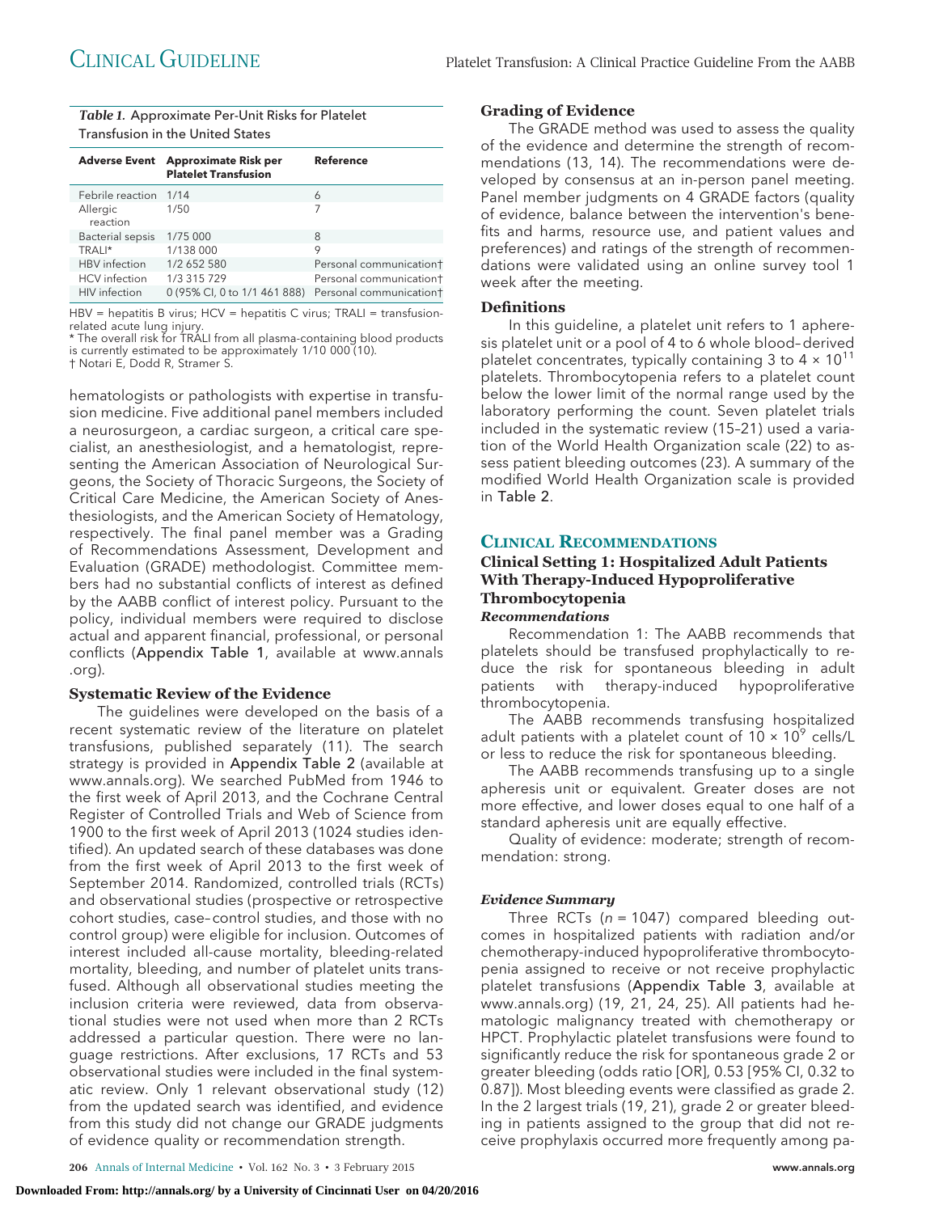**Table 1.** Approximate Per-Unit Risks for Platelet Transfusion in the United States

| Adverse Event | Approximate Risk per Platelet Transfusion | Reference |
|---|---|---|
| Febrile reaction | 1/14 | 6 |
| Allergic reaction | 1/50 | 7 |
| Bacterial sepsis | 1/75 000 | 8 |
| TRALI* | 1/138 000 | 9 |
| HBV infection | 1/2 652 580 | Personal communication† |
| HCV infection | 1/3 315 729 | Personal communication† |
| HIV infection | 0 (95% CI, 0 to 1/1 461 888) | Personal communication† |

HBV = hepatitis B virus; HCV = hepatitis C virus; TRALI = transfusion-related acute lung injury.
* The overall risk for TRALI from all plasma-containing blood products is currently estimated to be approximately 1/10 000 (10).
† Notari E, Dodd R, Stramer S.

hematologists or pathologists with expertise in transfusion medicine. Five additional panel members included a neurosurgeon, a cardiac surgeon, a critical care specialist, an anesthesiologist, and a hematologist, representing the American Association of Neurological Surgeons, the Society of Thoracic Surgeons, the Society of Critical Care Medicine, the American Society of Anesthesiologists, and the American Society of Hematology, respectively. The final panel member was a Grading of Recommendations Assessment, Development and Evaluation (GRADE) methodologist. Committee members had no substantial conflicts of interest as defined by the AABB conflict of interest policy. Pursuant to the policy, individual members were required to disclose actual and apparent financial, professional, or personal conflicts (Appendix Table 1, available at www.annals.org).

### Systematic Review of the Evidence

The guidelines were developed on the basis of a recent systematic review of the literature on platelet transfusions, published separately (11). The search strategy is provided in Appendix Table 2 (available at www.annals.org). We searched PubMed from 1946 to the first week of April 2013, and the Cochrane Central Register of Controlled Trials and Web of Science from 1900 to the first week of April 2013 (1024 studies identified). An updated search of these databases was done from the first week of April 2013 to the first week of September 2014. Randomized, controlled trials (RCTs) and observational studies (prospective or retrospective cohort studies, case–control studies, and those with no control group) were eligible for inclusion. Outcomes of interest included all-cause mortality, bleeding-related mortality, bleeding, and number of platelet units transfused. Although all observational studies meeting the inclusion criteria were reviewed, data from observational studies were not used when more than 2 RCTs addressed a particular question. There were no language restrictions. After exclusions, 17 RCTs and 53 observational studies were included in the final systematic review. Only 1 relevant observational study (12) from the updated search was identified, and evidence from this study did not change our GRADE judgments of evidence quality or recommendation strength.

### Grading of Evidence

The GRADE method was used to assess the quality of the evidence and determine the strength of recommendations (13, 14). The recommendations were developed by consensus at an in-person panel meeting. Panel member judgments on 4 GRADE factors (quality of evidence, balance between the intervention's benefits and harms, resource use, and patient values and preferences) and ratings of the strength of recommendations were validated using an online survey tool 1 week after the meeting.

### Definitions

In this guideline, a platelet unit refers to 1 apheresis platelet unit or a pool of 4 to 6 whole blood–derived platelet concentrates, typically containing 3 to 4 × $10^{11}$ platelets. Thrombocytopenia refers to a platelet count below the lower limit of the normal range used by the laboratory performing the count. Seven platelet trials included in the systematic review (15–21) used a variation of the World Health Organization scale (22) to assess patient bleeding outcomes (23). A summary of the modified World Health Organization scale is provided in Table 2.

## Clinical Recommendations

### Clinical Setting 1: Hospitalized Adult Patients With Therapy-Induced Hypoproliferative Thrombocytopenia

#### *Recommendations*

Recommendation 1: The AABB recommends that platelets should be transfused prophylactically to reduce the risk for spontaneous bleeding in adult patients with therapy-induced hypoproliferative thrombocytopenia.

The AABB recommends transfusing hospitalized adult patients with a platelet count of 10 × $10^9$ cells/L or less to reduce the risk for spontaneous bleeding.

The AABB recommends transfusing up to a single apheresis unit or equivalent. Greater doses are not more effective, and lower doses equal to one half of a standard apheresis unit are equally effective.

Quality of evidence: moderate; strength of recommendation: strong.

#### *Evidence Summary*

Three RCTs ($n$ = 1047) compared bleeding outcomes in hospitalized patients with radiation and/or chemotherapy-induced hypoproliferative thrombocytopenia assigned to receive or not receive prophylactic platelet transfusions (Appendix Table 3, available at www.annals.org) (19, 21, 24, 25). All patients had hematologic malignancy treated with chemotherapy or HPCT. Prophylactic platelet transfusions were found to significantly reduce the risk for spontaneous grade 2 or greater bleeding (odds ratio [OR], 0.53 [95% CI, 0.32 to 0.87]). Most bleeding events were classified as grade 2. In the 2 largest trials (19, 21), grade 2 or greater bleeding in patients assigned to the group that did not receive prophylaxis occurred more frequently among pa-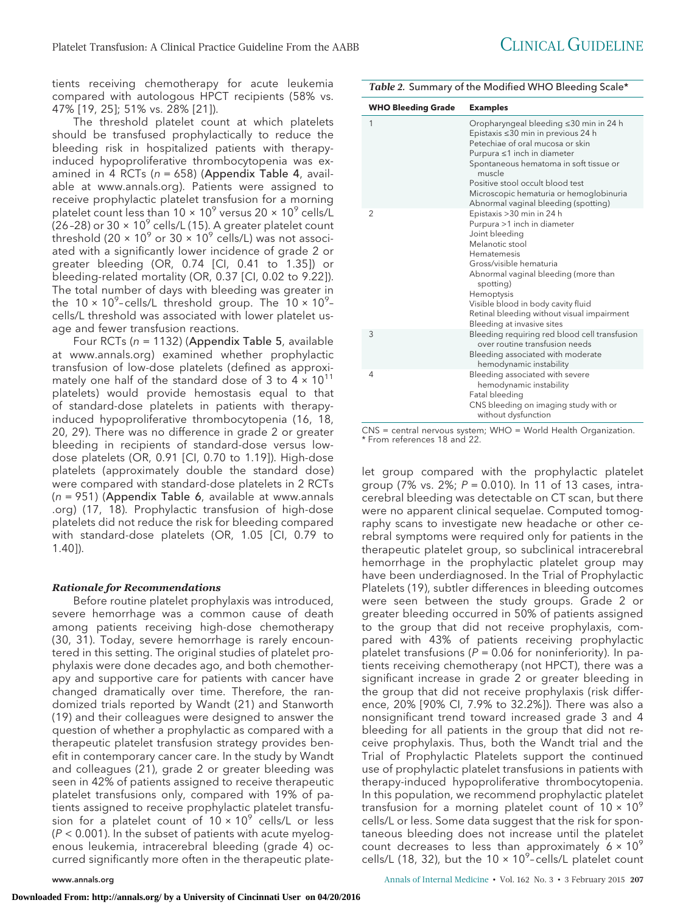tients receiving chemotherapy for acute leukemia compared with autologous HPCT recipients (58% vs. 47% [19, 25]; 51% vs. 28% [21]).

The threshold platelet count at which platelets should be transfused prophylactically to reduce the bleeding risk in hospitalized patients with therapy-induced hypoproliferative thrombocytopenia was examined in 4 RCTs ($n$ = 658) (**Appendix Table 4**, available at www.annals.org). Patients were assigned to receive prophylactic platelet transfusion for a morning platelet count less than $10 \times 10^9$ versus $20 \times 10^9$ cells/L (26–28) or $30 \times 10^9$ cells/L (15). A greater platelet count threshold ($20 \times 10^9$ or $30 \times 10^9$ cells/L) was not associated with a significantly lower incidence of grade 2 or greater bleeding (OR, 0.74 [CI, 0.41 to 1.35]) or bleeding-related mortality (OR, 0.37 [CI, 0.02 to 9.22]). The total number of days with bleeding was greater in the $10 \times 10^9$–cells/L threshold group. The $10 \times 10^9$–cells/L threshold was associated with lower platelet usage and fewer transfusion reactions.

Four RCTs ($n$ = 1132) (**Appendix Table 5**, available at www.annals.org) examined whether prophylactic transfusion of low-dose platelets (defined as approximately one half of the standard dose of 3 to $4 \times 10^{11}$ platelets) would provide hemostasis equal to that of standard-dose platelets in patients with therapy-induced hypoproliferative thrombocytopenia (16, 18, 20, 29). There was no difference in grade 2 or greater bleeding in recipients of standard-dose versus low-dose platelets (OR, 0.91 [CI, 0.70 to 1.19]). High-dose platelets (approximately double the standard dose) were compared with standard-dose platelets in 2 RCTs ($n$ = 951) (**Appendix Table 6**, available at www.annals.org) (17, 18). Prophylactic transfusion of high-dose platelets did not reduce the risk for bleeding compared with standard-dose platelets (OR, 1.05 [CI, 0.79 to 1.40]).

### *Rationale for Recommendations*

Before routine platelet prophylaxis was introduced, severe hemorrhage was a common cause of death among patients receiving high-dose chemotherapy (30, 31). Today, severe hemorrhage is rarely encountered in this setting. The original studies of platelet prophylaxis were done decades ago, and both chemotherapy and supportive care for patients with cancer have changed dramatically over time. Therefore, the randomized trials reported by Wandt (21) and Stanworth (19) and their colleagues were designed to answer the question of whether a prophylactic as compared with a therapeutic platelet transfusion strategy provides benefit in contemporary cancer care. In the study by Wandt and colleagues (21), grade 2 or greater bleeding was seen in 42% of patients assigned to receive therapeutic platelet transfusions only, compared with 19% of patients assigned to receive prophylactic platelet transfusion for a platelet count of $10 \times 10^9$ cells/L or less ($P$ < 0.001). In the subset of patients with acute myelogenous leukemia, intracerebral bleeding (grade 4) occurred significantly more often in the therapeutic platelet group compared with the prophylactic platelet group (7% vs. 2%; $P$ = 0.010). In 11 of 13 cases, intracerebral bleeding was detectable on CT scan, but there were no apparent clinical sequelae. Computed tomography scans to investigate new headache or other cerebral symptoms were required only for patients in the therapeutic platelet group, so subclinical intracerebral hemorrhage in the prophylactic platelet group may have been underdiagnosed. In the Trial of Prophylactic Platelets (19), subtler differences in bleeding outcomes were seen between the study groups. Grade 2 or greater bleeding occurred in 50% of patients assigned to the group that did not receive prophylaxis, compared with 43% of patients receiving prophylactic platelet transfusions ($P$ = 0.06 for noninferiority). In patients receiving chemotherapy (not HPCT), there was a significant increase in grade 2 or greater bleeding in the group that did not receive prophylaxis (risk difference, 20% [90% CI, 7.9% to 32.2%]). There was also a nonsignificant trend toward increased grade 3 and 4 bleeding for all patients in the group that did not receive prophylaxis. Thus, both the Wandt trial and the Trial of Prophylactic Platelets support the continued use of prophylactic platelet transfusions in patients with therapy-induced hypoproliferative thrombocytopenia. In this population, we recommend prophylactic platelet transfusion for a morning platelet count of $10 \times 10^9$ cells/L or less. Some data suggest that the risk for spontaneous bleeding does not increase until the platelet count decreases to less than approximately $6 \times 10^9$ cells/L (18, 32), but the $10 \times 10^9$–cells/L platelet count

*Table 2.* Summary of the Modified WHO Bleeding Scale*

| WHO Bleeding Grade | Examples |
|---|---|
| 1 | Oropharyngeal bleeding ≤30 min in 24 h<br>Epistaxis ≤30 min in previous 24 h<br>Petechiae of oral mucosa or skin<br>Purpura ≤1 inch in diameter<br>Spontaneous hematoma in soft tissue or muscle<br>Positive stool occult blood test<br>Microscopic hematuria or hemoglobinuria<br>Abnormal vaginal bleeding (spotting) |
| 2 | Epistaxis >30 min in 24 h<br>Purpura >1 inch in diameter<br>Joint bleeding<br>Melanotic stool<br>Hematemesis<br>Gross/visible hematuria<br>Abnormal vaginal bleeding (more than spotting)<br>Hemoptysis<br>Visible blood in body cavity fluid<br>Retinal bleeding without visual impairment<br>Bleeding at invasive sites |
| 3 | Bleeding requiring red blood cell transfusion over routine transfusion needs<br>Bleeding associated with moderate hemodynamic instability |
| 4 | Bleeding associated with severe hemodynamic instability<br>Fatal bleeding<br>CNS bleeding on imaging study with or without dysfunction |

CNS = central nervous system; WHO = World Health Organization.
* From references 18 and 22.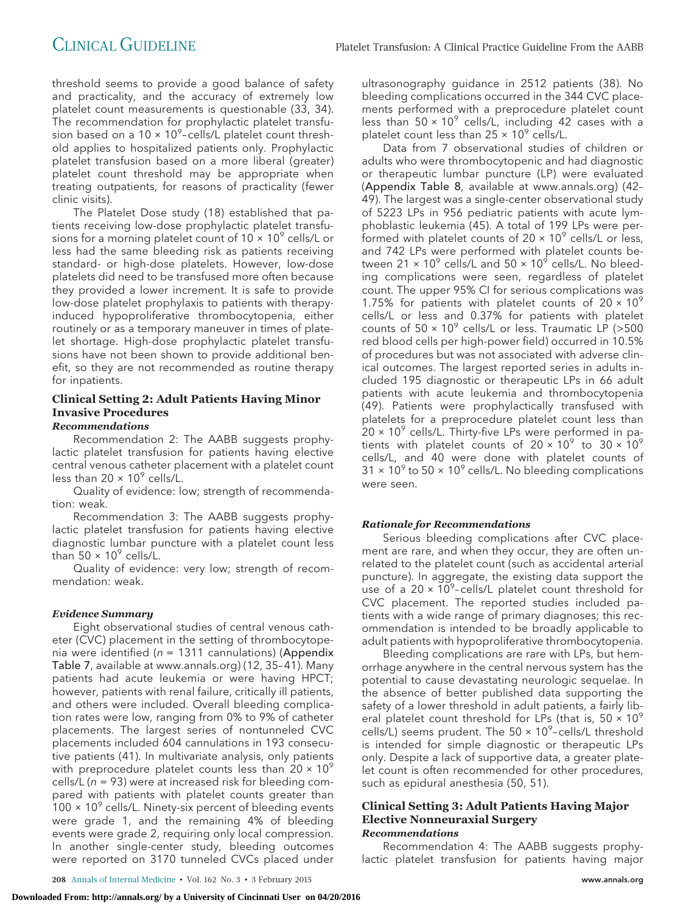threshold seems to provide a good balance of safety and practicality, and the accuracy of extremely low platelet count measurements is questionable (33, 34). The recommendation for prophylactic platelet transfusion based on a $10 \times 10^9$–cells/L platelet count threshold applies to hospitalized patients only. Prophylactic platelet transfusion based on a more liberal (greater) platelet count threshold may be appropriate when treating outpatients, for reasons of practicality (fewer clinic visits).

The Platelet Dose study (18) established that patients receiving low-dose prophylactic platelet transfusions for a morning platelet count of $10 \times 10^9$ cells/L or less had the same bleeding risk as patients receiving standard- or high-dose platelets. However, low-dose platelets did need to be transfused more often because they provided a lower increment. It is safe to provide low-dose platelet prophylaxis to patients with therapy-induced hypoproliferative thrombocytopenia, either routinely or as a temporary maneuver in times of platelet shortage. High-dose prophylactic platelet transfusions have not been shown to provide additional benefit, so they are not recommended as routine therapy for inpatients.

## Clinical Setting 2: Adult Patients Having Minor Invasive Procedures

### *Recommendations*

Recommendation 2: The AABB suggests prophylactic platelet transfusion for patients having elective central venous catheter placement with a platelet count less than $20 \times 10^9$ cells/L.

Quality of evidence: low; strength of recommendation: weak.

Recommendation 3: The AABB suggests prophylactic platelet transfusion for patients having elective diagnostic lumbar puncture with a platelet count less than $50 \times 10^9$ cells/L.

Quality of evidence: very low; strength of recommendation: weak.

### *Evidence Summary*

Eight observational studies of central venous catheter (CVC) placement in the setting of thrombocytopenia were identified ($n$ = 1311 cannulations) (**Appendix Table 7**, available at www.annals.org) (12, 35–41). Many patients had acute leukemia or were having HPCT; however, patients with renal failure, critically ill patients, and others were included. Overall bleeding complication rates were low, ranging from 0% to 9% of catheter placements. The largest series of nontunneled CVC placements included 604 cannulations in 193 consecutive patients (41). In multivariate analysis, only patients with preprocedure platelet counts less than $20 \times 10^9$ cells/L ($n$ = 93) were at increased risk for bleeding compared with patients with platelet counts greater than $100 \times 10^9$ cells/L. Ninety-six percent of bleeding events were grade 1, and the remaining 4% of bleeding events were grade 2, requiring only local compression. In another single-center study, bleeding outcomes were reported on 3170 tunneled CVCs placed under ultrasonography guidance in 2512 patients (38). No bleeding complications occurred in the 344 CVC placements performed with a preprocedure platelet count less than $50 \times 10^9$ cells/L, including 42 cases with a platelet count less than $25 \times 10^9$ cells/L.

Data from 7 observational studies of children or adults who were thrombocytopenic and had diagnostic or therapeutic lumbar puncture (LP) were evaluated (**Appendix Table 8**, available at www.annals.org) (42–49). The largest was a single-center observational study of 5223 LPs in 956 pediatric patients with acute lymphoblastic leukemia (45). A total of 199 LPs were performed with platelet counts of $20 \times 10^9$ cells/L or less, and 742 LPs were performed with platelet counts between $21 \times 10^9$ cells/L and $50 \times 10^9$ cells/L. No bleeding complications were seen, regardless of platelet count. The upper 95% CI for serious complications was 1.75% for patients with platelet counts of $20 \times 10^9$ cells/L or less and 0.37% for patients with platelet counts of $50 \times 10^9$ cells/L or less. Traumatic LP (>500 red blood cells per high-power field) occurred in 10.5% of procedures but was not associated with adverse clinical outcomes. The largest reported series in adults included 195 diagnostic or therapeutic LPs in 66 adult patients with acute leukemia and thrombocytopenia (49). Patients were prophylactically transfused with platelets for a preprocedure platelet count less than $20 \times 10^9$ cells/L. Thirty-five LPs were performed in patients with platelet counts of $20 \times 10^9$ to $30 \times 10^9$ cells/L, and 40 were done with platelet counts of $31 \times 10^9$ to $50 \times 10^9$ cells/L. No bleeding complications were seen.

### *Rationale for Recommendations*

Serious bleeding complications after CVC placement are rare, and when they occur, they are often unrelated to the platelet count (such as accidental arterial puncture). In aggregate, the existing data support the use of a $20 \times 10^9$–cells/L platelet count threshold for CVC placement. The reported studies included patients with a wide range of primary diagnoses; this recommendation is intended to be broadly applicable to adult patients with hypoproliferative thrombocytopenia.

Bleeding complications are rare with LPs, but hemorrhage anywhere in the central nervous system has the potential to cause devastating neurologic sequelae. In the absence of better published data supporting the safety of a lower threshold in adult patients, a fairly liberal platelet count threshold for LPs (that is, $50 \times 10^9$ cells/L) seems prudent. The $50 \times 10^9$–cells/L threshold is intended for simple diagnostic or therapeutic LPs only. Despite a lack of supportive data, a greater platelet count is often recommended for other procedures, such as epidural anesthesia (50, 51).

## Clinical Setting 3: Adult Patients Having Major Elective Nonneuraxial Surgery

### *Recommendations*

Recommendation 4: The AABB suggests prophylactic platelet transfusion for patients having major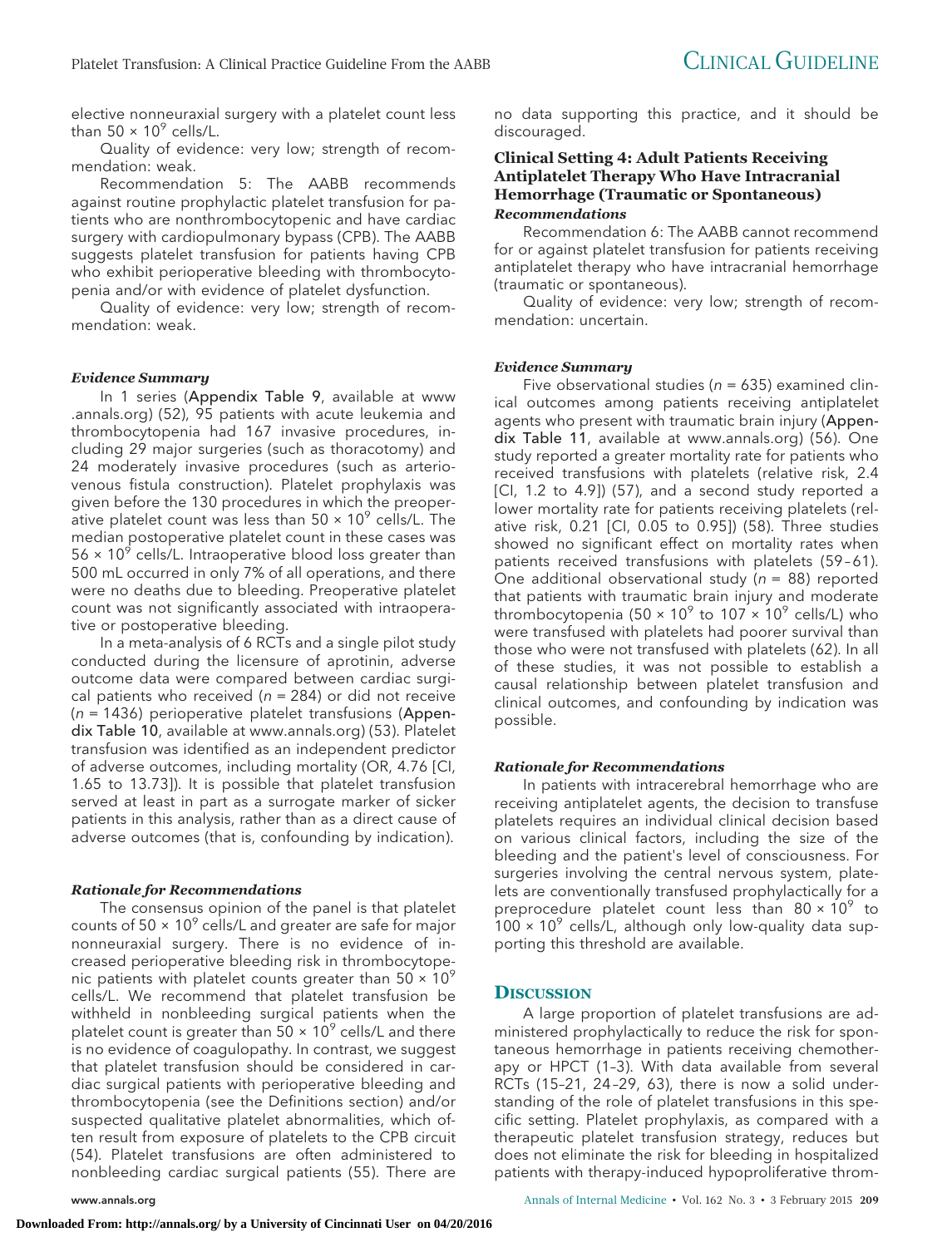elective nonneuraxial surgery with a platelet count less than $50 \times 10^9$ cells/L.

Quality of evidence: very low; strength of recommendation: weak.

Recommendation 5: The AABB recommends against routine prophylactic platelet transfusion for patients who are nonthrombocytopenic and have cardiac surgery with cardiopulmonary bypass (CPB). The AABB suggests platelet transfusion for patients having CPB who exhibit perioperative bleeding with thrombocytopenia and/or with evidence of platelet dysfunction.

Quality of evidence: very low; strength of recommendation: weak.

#### *Evidence Summary*

In 1 series (Appendix Table 9, available at www.annals.org) (52), 95 patients with acute leukemia and thrombocytopenia had 167 invasive procedures, including 29 major surgeries (such as thoracotomy) and 24 moderately invasive procedures (such as arteriovenous fistula construction). Platelet prophylaxis was given before the 130 procedures in which the preoperative platelet count was less than $50 \times 10^9$ cells/L. The median postoperative platelet count in these cases was $56 \times 10^9$ cells/L. Intraoperative blood loss greater than 500 mL occurred in only 7% of all operations, and there were no deaths due to bleeding. Preoperative platelet count was not significantly associated with intraoperative or postoperative bleeding.

In a meta-analysis of 6 RCTs and a single pilot study conducted during the licensure of aprotinin, adverse outcome data were compared between cardiac surgical patients who received ($n$ = 284) or did not receive ($n$ = 1436) perioperative platelet transfusions (Appendix Table 10, available at www.annals.org) (53). Platelet transfusion was identified as an independent predictor of adverse outcomes, including mortality (OR, 4.76 [CI, 1.65 to 13.73]). It is possible that platelet transfusion served at least in part as a surrogate marker of sicker patients in this analysis, rather than as a direct cause of adverse outcomes (that is, confounding by indication).

#### *Rationale for Recommendations*

The consensus opinion of the panel is that platelet counts of $50 \times 10^9$ cells/L and greater are safe for major nonneuraxial surgery. There is no evidence of increased perioperative bleeding risk in thrombocytopenic patients with platelet counts greater than $50 \times 10^9$ cells/L. We recommend that platelet transfusion be withheld in nonbleeding surgical patients when the platelet count is greater than $50 \times 10^9$ cells/L and there is no evidence of coagulopathy. In contrast, we suggest that platelet transfusion should be considered in cardiac surgical patients with perioperative bleeding and thrombocytopenia (see the Definitions section) and/or suspected qualitative platelet abnormalities, which often result from exposure of platelets to the CPB circuit (54). Platelet transfusions are often administered to nonbleeding cardiac surgical patients (55). There are no data supporting this practice, and it should be discouraged.

### Clinical Setting 4: Adult Patients Receiving Antiplatelet Therapy Who Have Intracranial Hemorrhage (Traumatic or Spontaneous)

#### *Recommendations*

Recommendation 6: The AABB cannot recommend for or against platelet transfusion for patients receiving antiplatelet therapy who have intracranial hemorrhage (traumatic or spontaneous).

Quality of evidence: very low; strength of recommendation: uncertain.

#### *Evidence Summary*

Five observational studies ($n$ = 635) examined clinical outcomes among patients receiving antiplatelet agents who present with traumatic brain injury (Appendix Table 11, available at www.annals.org) (56). One study reported a greater mortality rate for patients who received transfusions with platelets (relative risk, 2.4 [CI, 1.2 to 4.9]) (57), and a second study reported a lower mortality rate for patients receiving platelets (relative risk, 0.21 [CI, 0.05 to 0.95]) (58). Three studies showed no significant effect on mortality rates when patients received transfusions with platelets (59–61). One additional observational study ($n$ = 88) reported that patients with traumatic brain injury and moderate thrombocytopenia ($50 \times 10^9$ to $107 \times 10^9$ cells/L) who were transfused with platelets had poorer survival than those who were not transfused with platelets (62). In all of these studies, it was not possible to establish a causal relationship between platelet transfusion and clinical outcomes, and confounding by indication was possible.

#### *Rationale for Recommendations*

In patients with intracerebral hemorrhage who are receiving antiplatelet agents, the decision to transfuse platelets requires an individual clinical decision based on various clinical factors, including the size of the bleeding and the patient's level of consciousness. For surgeries involving the central nervous system, platelets are conventionally transfused prophylactically for a preprocedure platelet count less than $80 \times 10^9$ to $100 \times 10^9$ cells/L, although only low-quality data supporting this threshold are available.

## Discussion

A large proportion of platelet transfusions are administered prophylactically to reduce the risk for spontaneous hemorrhage in patients receiving chemotherapy or HPCT (1–3). With data available from several RCTs (15–21, 24–29, 63), there is now a solid understanding of the role of platelet transfusions in this specific setting. Platelet prophylaxis, as compared with a therapeutic platelet transfusion strategy, reduces but does not eliminate the risk for bleeding in hospitalized patients with therapy-induced hypoproliferative throm-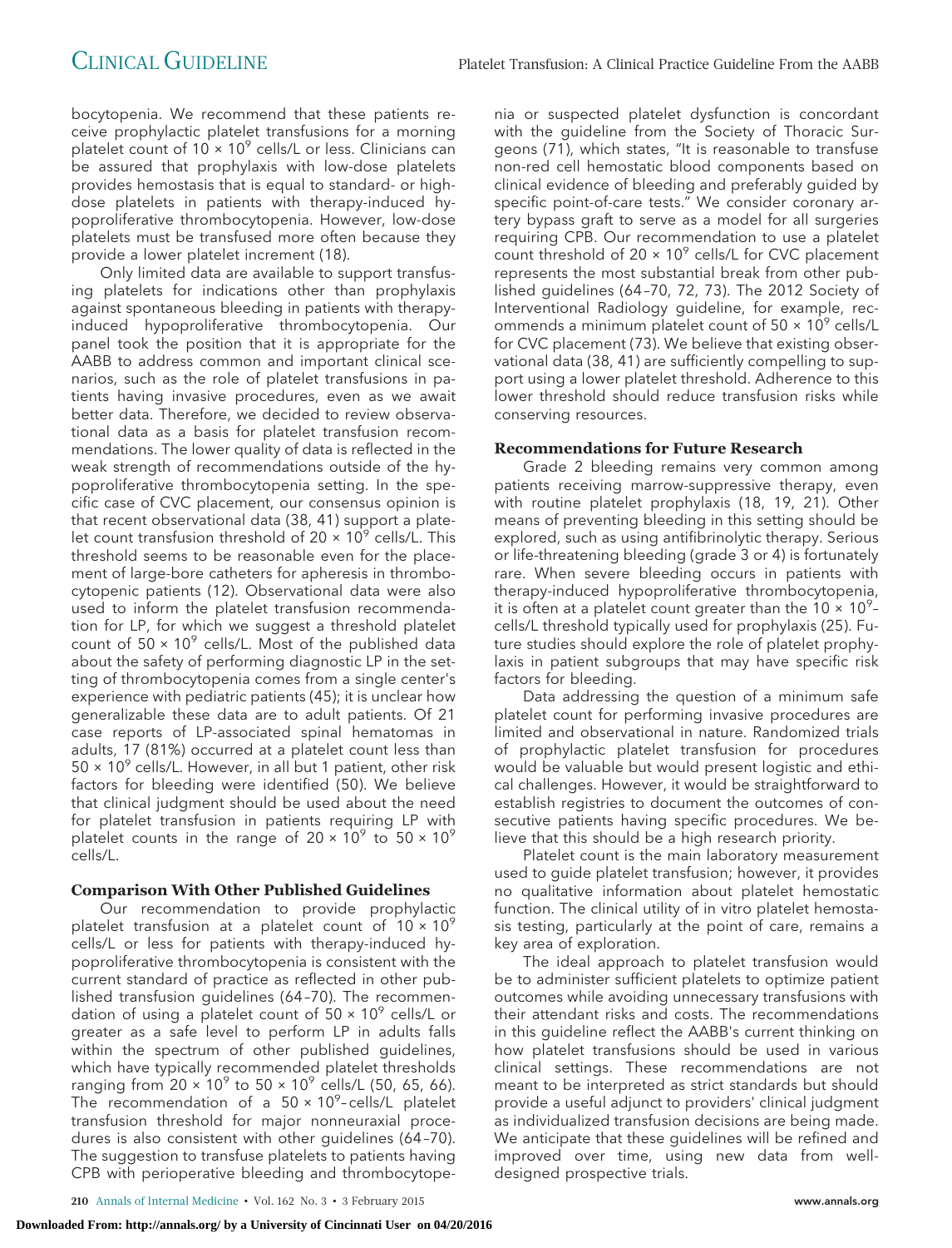bocytopenia. We recommend that these patients receive prophylactic platelet transfusions for a morning platelet count of $10 \times 10^9$ cells/L or less. Clinicians can be assured that prophylaxis with low-dose platelets provides hemostasis that is equal to standard- or high-dose platelets in patients with therapy-induced hypoproliferative thrombocytopenia. However, low-dose platelets must be transfused more often because they provide a lower platelet increment (18).

Only limited data are available to support transfusing platelets for indications other than prophylaxis against spontaneous bleeding in patients with therapy-induced hypoproliferative thrombocytopenia. Our panel took the position that it is appropriate for the AABB to address common and important clinical scenarios, such as the role of platelet transfusions in patients having invasive procedures, even as we await better data. Therefore, we decided to review observational data as a basis for platelet transfusion recommendations. The lower quality of data is reflected in the weak strength of recommendations outside of the hypoproliferative thrombocytopenia setting. In the specific case of CVC placement, our consensus opinion is that recent observational data (38, 41) support a platelet count transfusion threshold of $20 \times 10^9$ cells/L. This threshold seems to be reasonable even for the placement of large-bore catheters for apheresis in thrombocytopenic patients (12). Observational data were also used to inform the platelet transfusion recommendation for LP, for which we suggest a threshold platelet count of $50 \times 10^9$ cells/L. Most of the published data about the safety of performing diagnostic LP in the setting of thrombocytopenia comes from a single center's experience with pediatric patients (45); it is unclear how generalizable these data are to adult patients. Of 21 case reports of LP-associated spinal hematomas in adults, 17 (81%) occurred at a platelet count less than $50 \times 10^9$ cells/L. However, in all but 1 patient, other risk factors for bleeding were identified (50). We believe that clinical judgment should be used about the need for platelet transfusion in patients requiring LP with platelet counts in the range of $20 \times 10^9$ to $50 \times 10^9$ cells/L.

### Comparison With Other Published Guidelines

Our recommendation to provide prophylactic platelet transfusion at a platelet count of $10 \times 10^9$ cells/L or less for patients with therapy-induced hypoproliferative thrombocytopenia is consistent with the current standard of practice as reflected in other published transfusion guidelines (64–70). The recommendation of using a platelet count of $50 \times 10^9$ cells/L or greater as a safe level to perform LP in adults falls within the spectrum of other published guidelines, which have typically recommended platelet thresholds ranging from $20 \times 10^9$ to $50 \times 10^9$ cells/L (50, 65, 66). The recommendation of a $50 \times 10^9$–cells/L platelet transfusion threshold for major nonneuraxial procedures is also consistent with other guidelines (64–70). The suggestion to transfuse platelets to patients having CPB with perioperative bleeding and thrombocytopenia or suspected platelet dysfunction is concordant with the guideline from the Society of Thoracic Surgeons (71), which states, "It is reasonable to transfuse non-red cell hemostatic blood components based on clinical evidence of bleeding and preferably guided by specific point-of-care tests." We consider coronary artery bypass graft to serve as a model for all surgeries requiring CPB. Our recommendation to use a platelet count threshold of $20 \times 10^9$ cells/L for CVC placement represents the most substantial break from other published guidelines (64–70, 72, 73). The 2012 Society of Interventional Radiology guideline, for example, recommends a minimum platelet count of $50 \times 10^9$ cells/L for CVC placement (73). We believe that existing observational data (38, 41) are sufficiently compelling to support using a lower platelet threshold. Adherence to this lower threshold should reduce transfusion risks while conserving resources.

### Recommendations for Future Research

Grade 2 bleeding remains very common among patients receiving marrow-suppressive therapy, even with routine platelet prophylaxis (18, 19, 21). Other means of preventing bleeding in this setting should be explored, such as using antifibrinolytic therapy. Serious or life-threatening bleeding (grade 3 or 4) is fortunately rare. When severe bleeding occurs in patients with therapy-induced hypoproliferative thrombocytopenia, it is often at a platelet count greater than the $10 \times 10^9$–cells/L threshold typically used for prophylaxis (25). Future studies should explore the role of platelet prophylaxis in patient subgroups that may have specific risk factors for bleeding.

Data addressing the question of a minimum safe platelet count for performing invasive procedures are limited and observational in nature. Randomized trials of prophylactic platelet transfusion for procedures would be valuable but would present logistic and ethical challenges. However, it would be straightforward to establish registries to document the outcomes of consecutive patients having specific procedures. We believe that this should be a high research priority.

Platelet count is the main laboratory measurement used to guide platelet transfusion; however, it provides no qualitative information about platelet hemostatic function. The clinical utility of in vitro platelet hemostasis testing, particularly at the point of care, remains a key area of exploration.

The ideal approach to platelet transfusion would be to administer sufficient platelets to optimize patient outcomes while avoiding unnecessary transfusions with their attendant risks and costs. The recommendations in this guideline reflect the AABB's current thinking on how platelet transfusions should be used in various clinical settings. These recommendations are not meant to be interpreted as strict standards but should provide a useful adjunct to providers' clinical judgment as individualized transfusion decisions are being made. We anticipate that these guidelines will be refined and improved over time, using new data from well-designed prospective trials.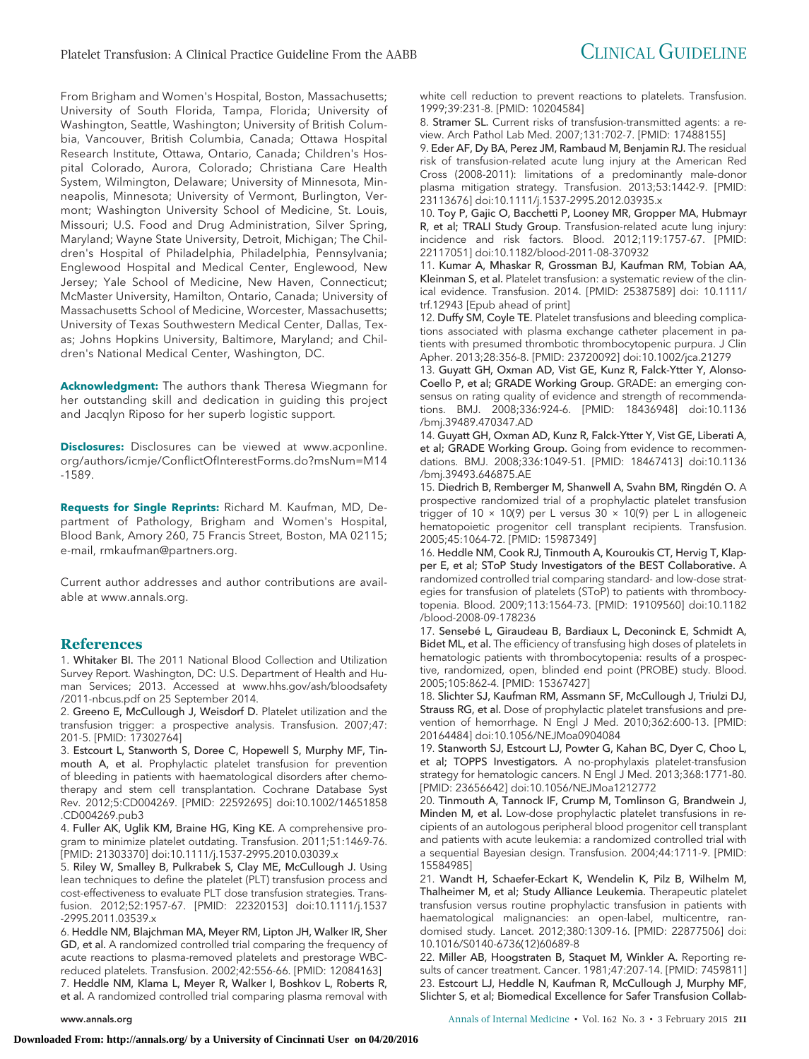From Brigham and Women's Hospital, Boston, Massachusetts; University of South Florida, Tampa, Florida; University of Washington, Seattle, Washington; University of British Columbia, Vancouver, British Columbia, Canada; Ottawa Hospital Research Institute, Ottawa, Ontario, Canada; Children's Hospital Colorado, Aurora, Colorado; Christiana Care Health System, Wilmington, Delaware; University of Minnesota, Minneapolis, Minnesota; University of Vermont, Burlington, Vermont; Washington University School of Medicine, St. Louis, Missouri; U.S. Food and Drug Administration, Silver Spring, Maryland; Wayne State University, Detroit, Michigan; The Children's Hospital of Philadelphia, Philadelphia, Pennsylvania; Englewood Hospital and Medical Center, Englewood, New Jersey; Yale School of Medicine, New Haven, Connecticut; McMaster University, Hamilton, Ontario, Canada; University of Massachusetts School of Medicine, Worcester, Massachusetts; University of Texas Southwestern Medical Center, Dallas, Texas; Johns Hopkins University, Baltimore, Maryland; and Children's National Medical Center, Washington, DC.

**Acknowledgment:** The authors thank Theresa Wiegmann for her outstanding skill and dedication in guiding this project and Jacqlyn Riposo for her superb logistic support.

**Disclosures:** Disclosures can be viewed at www.acponline.org/authors/icmje/ConflictOfInterestForms.do?msNum=M14-1589.

**Requests for Single Reprints:** Richard M. Kaufman, MD, Department of Pathology, Brigham and Women's Hospital, Blood Bank, Amory 260, 75 Francis Street, Boston, MA 02115; e-mail, rmkaufman@partners.org.

Current author addresses and author contributions are available at www.annals.org.

## References

1. **Whitaker BI.** The 2011 National Blood Collection and Utilization Survey Report. Washington, DC: U.S. Department of Health and Human Services; 2013. Accessed at www.hhs.gov/ash/bloodsafety/2011-nbcus.pdf on 25 September 2014.
2. **Greeno E, McCullough J, Weisdorf D.** Platelet utilization and the transfusion trigger: a prospective analysis. Transfusion. 2007;47:201-5. [PMID: 17302764]
3. **Estcourt L, Stanworth S, Doree C, Hopewell S, Murphy MF, Tinmouth A, et al.** Prophylactic platelet transfusion for prevention of bleeding in patients with haematological disorders after chemotherapy and stem cell transplantation. Cochrane Database Syst Rev. 2012;5:CD004269. [PMID: 22592695] doi:10.1002/14651858.CD004269.pub3
4. **Fuller AK, Uglik KM, Braine HG, King KE.** A comprehensive program to minimize platelet outdating. Transfusion. 2011;51:1469-76. [PMID: 21303370] doi:10.1111/j.1537-2995.2010.03039.x
5. **Riley W, Smalley B, Pulkrabek S, Clay ME, McCullough J.** Using lean techniques to define the platelet (PLT) transfusion process and cost-effectiveness to evaluate PLT dose transfusion strategies. Transfusion. 2012;52:1957-67. [PMID: 22320153] doi:10.1111/j.1537-2995.2011.03539.x
6. **Heddle NM, Blajchman MA, Meyer RM, Lipton JH, Walker IR, Sher GD, et al.** A randomized controlled trial comparing the frequency of acute reactions to plasma-removed platelets and prestorage WBC-reduced platelets. Transfusion. 2002;42:556-66. [PMID: 12084163]
7. **Heddle NM, Klama L, Meyer R, Walker I, Boshkov L, Roberts R, et al.** A randomized controlled trial comparing plasma removal with white cell reduction to prevent reactions to platelets. Transfusion. 1999;39:231-8. [PMID: 10204584]
8. **Stramer SL.** Current risks of transfusion-transmitted agents: a review. Arch Pathol Lab Med. 2007;131:702-7. [PMID: 17488155]
9. **Eder AF, Dy BA, Perez JM, Rambaud M, Benjamin RJ.** The residual risk of transfusion-related acute lung injury at the American Red Cross (2008-2011): limitations of a predominantly male-donor plasma mitigation strategy. Transfusion. 2013;53:1442-9. [PMID: 23113676] doi:10.1111/j.1537-2995.2012.03935.x
10. **Toy P, Gajic O, Bacchetti P, Looney MR, Gropper MA, Hubmayr R, et al; TRALI Study Group.** Transfusion-related acute lung injury: incidence and risk factors. Blood. 2012;119:1757-67. [PMID: 22117051] doi:10.1182/blood-2011-08-370932
11. **Kumar A, Mhaskar R, Grossman BJ, Kaufman RM, Tobian AA, Kleinman S, et al.** Platelet transfusion: a systematic review of the clinical evidence. Transfusion. 2014. [PMID: 25387589] doi: 10.1111/trf.12943 [Epub ahead of print]
12. **Duffy SM, Coyle TE.** Platelet transfusions and bleeding complications associated with plasma exchange catheter placement in patients with presumed thrombotic thrombocytopenic purpura. J Clin Apher. 2013;28:356-8. [PMID: 23720092] doi:10.1002/jca.21279
13. **Guyatt GH, Oxman AD, Vist GE, Kunz R, Falck-Ytter Y, Alonso-Coello P, et al; GRADE Working Group.** GRADE: an emerging consensus on rating quality of evidence and strength of recommendations. BMJ. 2008;336:924-6. [PMID: 18436948] doi:10.1136/bmj.39489.470347.AD
14. **Guyatt GH, Oxman AD, Kunz R, Falck-Ytter Y, Vist GE, Liberati A, et al; GRADE Working Group.** Going from evidence to recommendations. BMJ. 2008;336:1049-51. [PMID: 18467413] doi:10.1136/bmj.39493.646875.AE
15. **Diedrich B, Remberger M, Shanwell A, Svahn BM, Ringdén O.** A prospective randomized trial of a prophylactic platelet transfusion trigger of 10 × 10(9) per L versus 30 × 10(9) per L in allogeneic hematopoietic progenitor cell transplant recipients. Transfusion. 2005;45:1064-72. [PMID: 15987349]
16. **Heddle NM, Cook RJ, Tinmouth A, Kouroukis CT, Hervig T, Klapper E, et al; SToP Study Investigators of the BEST Collaborative.** A randomized controlled trial comparing standard- and low-dose strategies for transfusion of platelets (SToP) to patients with thrombocytopenia. Blood. 2009;113:1564-73. [PMID: 19109560] doi:10.1182/blood-2008-09-178236
17. **Sensebé L, Giraudeau B, Bardiaux L, Deconinck E, Schmidt A, Bidet ML, et al.** The efficiency of transfusing high doses of platelets in hematologic patients with thrombocytopenia: results of a prospective, randomized, open, blinded end point (PROBE) study. Blood. 2005;105:862-4. [PMID: 15367427]
18. **Slichter SJ, Kaufman RM, Assmann SF, McCullough J, Triulzi DJ, Strauss RG, et al.** Dose of prophylactic platelet transfusions and prevention of hemorrhage. N Engl J Med. 2010;362:600-13. [PMID: 20164484] doi:10.1056/NEJMoa0904084
19. **Stanworth SJ, Estcourt LJ, Powter G, Kahan BC, Dyer C, Choo L, et al; TOPPS Investigators.** A no-prophylaxis platelet-transfusion strategy for hematologic cancers. N Engl J Med. 2013;368:1771-80. [PMID: 23656642] doi:10.1056/NEJMoa1212772
20. **Tinmouth A, Tannock IF, Crump M, Tomlinson G, Brandwein J, Minden M, et al.** Low-dose prophylactic platelet transfusions in recipients of an autologous peripheral blood progenitor cell transplant and patients with acute leukemia: a randomized controlled trial with a sequential Bayesian design. Transfusion. 2004;44:1711-9. [PMID: 15584985]
21. **Wandt H, Schaefer-Eckart K, Wendelin K, Pilz B, Wilhelm M, Thalheimer M, et al; Study Alliance Leukemia.** Therapeutic platelet transfusion versus routine prophylactic transfusion in patients with haematological malignancies: an open-label, multicentre, randomised study. Lancet. 2012;380:1309-16. [PMID: 22877506] doi:10.1016/S0140-6736(12)60689-8
22. **Miller AB, Hoogstraten B, Staquet M, Winkler A.** Reporting results of cancer treatment. Cancer. 1981;47:207-14. [PMID: 7459811]
23. **Estcourt LJ, Heddle N, Kaufman R, McCullough J, Murphy MF, Slichter S, et al; Biomedical Excellence for Safer Transfusion Collab-**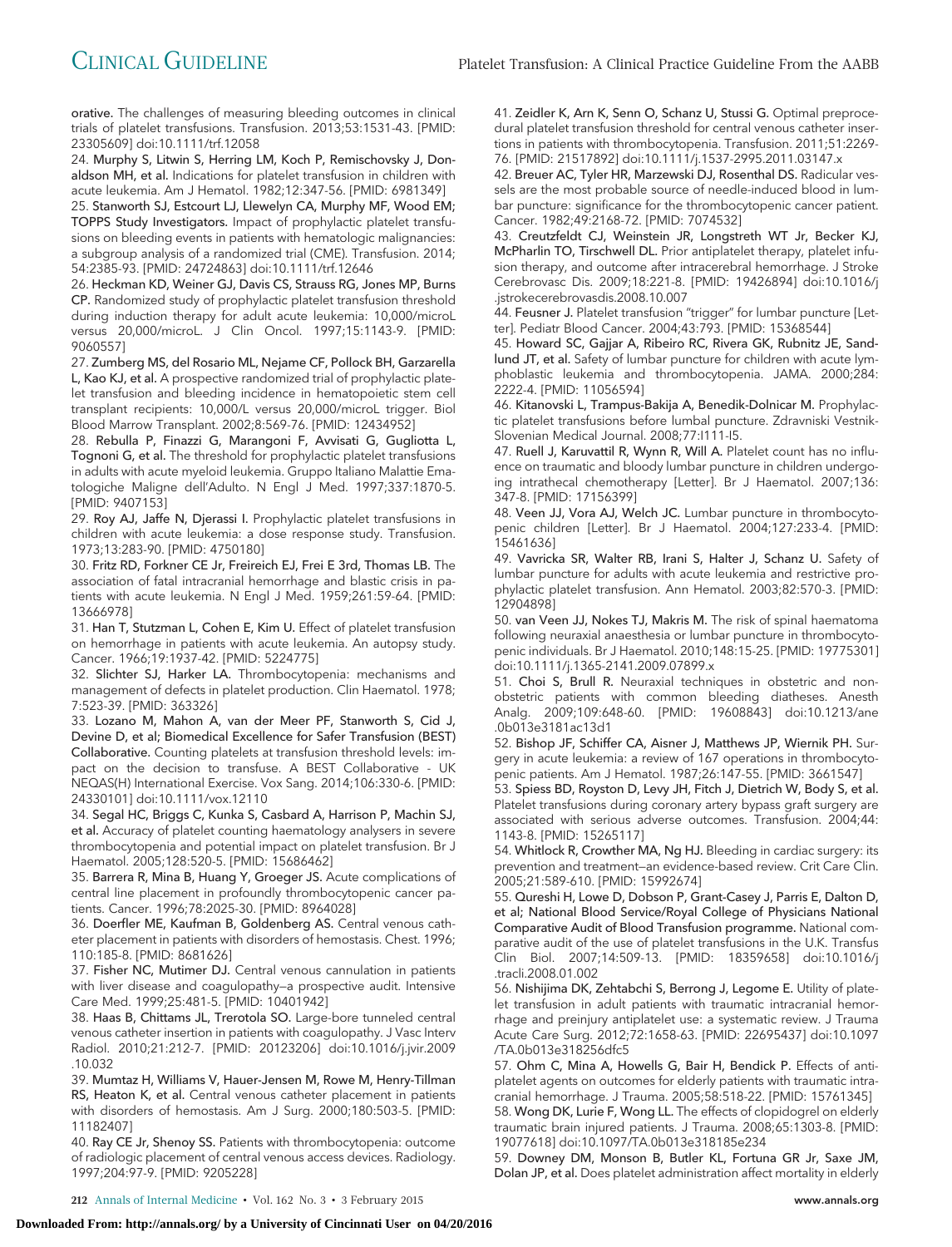orative. The challenges of measuring bleeding outcomes in clinical trials of platelet transfusions. Transfusion. 2013;53:1531-43. [PMID: 23305609] doi:10.1111/trf.12058

24. **Murphy S, Litwin S, Herring LM, Koch P, Remischovsky J, Donaldson MH, et al.** Indications for platelet transfusion in children with acute leukemia. Am J Hematol. 1982;12:347-56. [PMID: 6981349]

25. **Stanworth SJ, Estcourt LJ, Llewelyn CA, Murphy MF, Wood EM; TOPPS Study Investigators.** Impact of prophylactic platelet transfusions on bleeding events in patients with hematologic malignancies: a subgroup analysis of a randomized trial (CME). Transfusion. 2014; 54:2385-93. [PMID: 24724863] doi:10.1111/trf.12646

26. **Heckman KD, Weiner GJ, Davis CS, Strauss RG, Jones MP, Burns CP.** Randomized study of prophylactic platelet transfusion threshold during induction therapy for adult acute leukemia: 10,000/microL versus 20,000/microL. J Clin Oncol. 1997;15:1143-9. [PMID: 9060557]

27. **Zumberg MS, del Rosario ML, Nejame CF, Pollock BH, Garzarella L, Kao KJ, et al.** A prospective randomized trial of prophylactic platelet transfusion and bleeding incidence in hematopoietic stem cell transplant recipients: 10,000/L versus 20,000/microL trigger. Biol Blood Marrow Transplant. 2002;8:569-76. [PMID: 12434952]

28. **Rebulla P, Finazzi G, Marangoni F, Avvisati G, Gugliotta L, Tognoni G, et al.** The threshold for prophylactic platelet transfusions in adults with acute myeloid leukemia. Gruppo Italiano Malattie Ematologiche Maligne dell'Adulto. N Engl J Med. 1997;337:1870-5. [PMID: 9407153]

29. **Roy AJ, Jaffe N, Djerassi I.** Prophylactic platelet transfusions in children with acute leukemia: a dose response study. Transfusion. 1973;13:283-90. [PMID: 4750180]

30. **Fritz RD, Forkner CE Jr, Freireich EJ, Frei E 3rd, Thomas LB.** The association of fatal intracranial hemorrhage and blastic crisis in patients with acute leukemia. N Engl J Med. 1959;261:59-64. [PMID: 13666978]

31. **Han T, Stutzman L, Cohen E, Kim U.** Effect of platelet transfusion on hemorrhage in patients with acute leukemia. An autopsy study. Cancer. 1966;19:1937-42. [PMID: 5224775]

32. **Slichter SJ, Harker LA.** Thrombocytopenia: mechanisms and management of defects in platelet production. Clin Haematol. 1978; 7:523-39. [PMID: 363326]

33. **Lozano M, Mahon A, van der Meer PF, Stanworth S, Cid J, Devine D, et al; Biomedical Excellence for Safer Transfusion (BEST) Collaborative.** Counting platelets at transfusion threshold levels: impact on the decision to transfuse. A BEST Collaborative - UK NEQAS(H) International Exercise. Vox Sang. 2014;106:330-6. [PMID: 24330101] doi:10.1111/vox.12110

34. **Segal HC, Briggs C, Kunka S, Casbard A, Harrison P, Machin SJ, et al.** Accuracy of platelet counting haematology analysers in severe thrombocytopenia and potential impact on platelet transfusion. Br J Haematol. 2005;128:520-5. [PMID: 15686462]

35. **Barrera R, Mina B, Huang Y, Groeger JS.** Acute complications of central line placement in profoundly thrombocytopenic cancer patients. Cancer. 1996;78:2025-30. [PMID: 8964028]

36. **Doerfler ME, Kaufman B, Goldenberg AS.** Central venous catheter placement in patients with disorders of hemostasis. Chest. 1996; 110:185-8. [PMID: 8681626]

37. **Fisher NC, Mutimer DJ.** Central venous cannulation in patients with liver disease and coagulopathy—a prospective audit. Intensive Care Med. 1999;25:481-5. [PMID: 10401942]

38. **Haas B, Chittams JL, Trerotola SO.** Large-bore tunneled central venous catheter insertion in patients with coagulopathy. J Vasc Interv Radiol. 2010;21:212-7. [PMID: 20123206] doi:10.1016/j.jvir.2009.10.032

39. **Mumtaz H, Williams V, Hauer-Jensen M, Rowe M, Henry-Tillman RS, Heaton K, et al.** Central venous catheter placement in patients with disorders of hemostasis. Am J Surg. 2000;180:503-5. [PMID: 11182407]

40. **Ray CE Jr, Shenoy SS.** Patients with thrombocytopenia: outcome of radiologic placement of central venous access devices. Radiology. 1997;204:97-9. [PMID: 9205228]

41. **Zeidler K, Arn K, Senn O, Schanz U, Stussi G.** Optimal preprocedural platelet transfusion threshold for central venous catheter insertions in patients with thrombocytopenia. Transfusion. 2011;51:2269-76. [PMID: 21517892] doi:10.1111/j.1537-2995.2011.03147.x

42. **Breuer AC, Tyler HR, Marzewski DJ, Rosenthal DS.** Radicular vessels are the most probable source of needle-induced blood in lumbar puncture: significance for the thrombocytopenic cancer patient. Cancer. 1982;49:2168-72. [PMID: 7074532]

43. **Creutzfeldt CJ, Weinstein JR, Longstreth WT Jr, Becker KJ, McPharlin TO, Tirschwell DL.** Prior antiplatelet therapy, platelet infusion therapy, and outcome after intracerebral hemorrhage. J Stroke Cerebrovasc Dis. 2009;18:221-8. [PMID: 19426894] doi:10.1016/j.jstrokecerebrovasdis.2008.10.007

44. **Feusner J.** Platelet transfusion "trigger" for lumbar puncture [Letter]. Pediatr Blood Cancer. 2004;43:793. [PMID: 15368544]

45. **Howard SC, Gajjar A, Ribeiro RC, Rivera GK, Rubnitz JE, Sandlund JT, et al.** Safety of lumbar puncture for children with acute lymphoblastic leukemia and thrombocytopenia. JAMA. 2000;284: 2222-4. [PMID: 11056594]

46. **Kitanovski L, Trampus-Bakija A, Benedik-Dolnicar M.** Prophylactic platelet transfusions before lumbar puncture. Zdravniski Vestnik-Slovenian Medical Journal. 2008;77:I111-I5.

47. **Ruell J, Karuvattil R, Wynn R, Will A.** Platelet count has no influence on traumatic and bloody lumbar puncture in children undergoing intrathecal chemotherapy [Letter]. Br J Haematol. 2007;136: 347-8. [PMID: 17156399]

48. **Veen JJ, Vora AJ, Welch JC.** Lumbar puncture in thrombocytopenic children [Letter]. Br J Haematol. 2004;127:233-4. [PMID: 15461636]

49. **Vavricka SR, Walter RB, Irani S, Halter J, Schanz U.** Safety of lumbar puncture for adults with acute leukemia and restrictive prophylactic platelet transfusion. Ann Hematol. 2003;82:570-3. [PMID: 12904898]

50. **van Veen JJ, Nokes TJ, Makris M.** The risk of spinal haematoma following neuraxial anaesthesia or lumbar puncture in thrombocytopenic individuals. Br J Haematol. 2010;148:15-25. [PMID: 19775301] doi:10.1111/j.1365-2141.2009.07899.x

51. **Choi S, Brull R.** Neuraxial techniques in obstetric and non-obstetric patients with common bleeding diatheses. Anesth Analg. 2009;109:648-60. [PMID: 19608843] doi:10.1213/ane.0b013e3181ac13d1

52. **Bishop JF, Schiffer CA, Aisner J, Matthews JP, Wiernik PH.** Surgery in acute leukemia: a review of 167 operations in thrombocytopenic patients. Am J Hematol. 1987;26:147-55. [PMID: 3661547]

53. **Spiess BD, Royston D, Levy JH, Fitch J, Dietrich W, Body S, et al.** Platelet transfusions during coronary artery bypass graft surgery are associated with serious adverse outcomes. Transfusion. 2004;44: 1143-8. [PMID: 15265117]

54. **Whitlock R, Crowther MA, Ng HJ.** Bleeding in cardiac surgery: its prevention and treatment—an evidence-based review. Crit Care Clin. 2005;21:589-610. [PMID: 15992674]

55. **Qureshi H, Lowe D, Dobson P, Grant-Casey J, Parris E, Dalton D, et al; National Blood Service/Royal College of Physicians National Comparative Audit of Blood Transfusion programme.** National comparative audit of the use of platelet transfusions in the U.K. Transfus Clin Biol. 2007;14:509-13. [PMID: 18359658] doi:10.1016/j.tracli.2008.01.002

56. **Nishijima DK, Zehtabchi S, Berrong J, Legome E.** Utility of platelet transfusion in adult patients with traumatic intracranial hemorrhage and preinjury antiplatelet use: a systematic review. J Trauma Acute Care Surg. 2012;72:1658-63. [PMID: 22695437] doi:10.1097/TA.0b013e318256dfc5

57. **Ohm C, Mina A, Howells G, Bair H, Bendick P.** Effects of antiplatelet agents on outcomes for elderly patients with traumatic intracranial hemorrhage. J Trauma. 2005;58:518-22. [PMID: 15761345]

58. **Wong DK, Lurie F, Wong LL.** The effects of clopidogrel on elderly traumatic brain injured patients. J Trauma. 2008;65:1303-8. [PMID: 19077618] doi:10.1097/TA.0b013e318185e234

59. **Downey DM, Monson B, Butler KL, Fortuna GR Jr, Saxe JM, Dolan JP, et al.** Does platelet administration affect mortality in elderly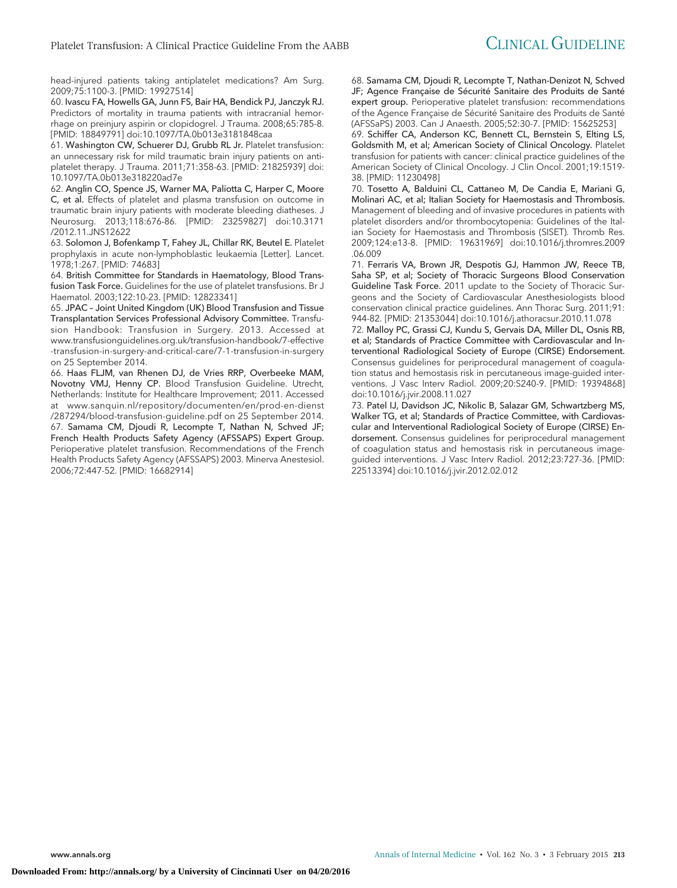head-injured patients taking antiplatelet medications? Am Surg. 2009;75:1100-3. [PMID: 19927514]

60. **Ivascu FA, Howells GA, Junn FS, Bair HA, Bendick PJ, Janczyk RJ.** Predictors of mortality in trauma patients with intracranial hemorrhage on preinjury aspirin or clopidogrel. J Trauma. 2008;65:785-8. [PMID: 18849791] doi:10.1097/TA.0b013e3181848caa

61. **Washington CW, Schuerer DJ, Grubb RL Jr.** Platelet transfusion: an unnecessary risk for mild traumatic brain injury patients on antiplatelet therapy. J Trauma. 2011;71:358-63. [PMID: 21825939] doi:10.1097/TA.0b013e318220ad7e

62. **Anglin CO, Spence JS, Warner MA, Paliotta C, Harper C, Moore C, et al.** Effects of platelet and plasma transfusion on outcome in traumatic brain injury patients with moderate bleeding diatheses. J Neurosurg. 2013;118:676-86. [PMID: 23259827] doi:10.3171/2012.11.JNS12622

63. **Solomon J, Bofenkamp T, Fahey JL, Chillar RK, Beutel E.** Platelet prophylaxis in acute non-lymphoblastic leukaemia [Letter]. Lancet. 1978;1:267. [PMID: 74683]

64. **British Committee for Standards in Haematology, Blood Transfusion Task Force.** Guidelines for the use of platelet transfusions. Br J Haematol. 2003;122:10-23. [PMID: 12823341]

65. **JPAC – Joint United Kingdom (UK) Blood Transfusion and Tissue Transplantation Services Professional Advisory Committee.** Transfusion Handbook: Transfusion in Surgery. 2013. Accessed at www.transfusionguidelines.org.uk/transfusion-handbook/7-effective-transfusion-in-surgery-and-critical-care/7-1-transfusion-in-surgery on 25 September 2014.

66. **Haas FLJM, van Rhenen DJ, de Vries RRP, Overbeeke MAM, Novotny VMJ, Henny CP.** Blood Transfusion Guideline. Utrecht, Netherlands: Institute for Healthcare Improvement; 2011. Accessed at www.sanquin.nl/repository/documenten/en/prod-en-dienst/287294/blood-transfusion-guideline.pdf on 25 September 2014.

67. **Samama CM, Djoudi R, Lecompte T, Nathan N, Schved JF; French Health Products Safety Agency (AFSSAPS) Expert Group.** Perioperative platelet transfusion. Recommendations of the French Health Products Safety Agency (AFSSAPS) 2003. Minerva Anestesiol. 2006;72:447-52. [PMID: 16682914]

68. **Samama CM, Djoudi R, Lecompte T, Nathan-Denizot N, Schved JF; Agence Française de Sécurité Sanitaire des Produits de Santé expert group.** Perioperative platelet transfusion: recommendations of the Agence Française de Sécurité Sanitaire des Produits de Santé (AFSSaPS) 2003. Can J Anaesth. 2005;52:30-7. [PMID: 15625253]

69. **Schiffer CA, Anderson KC, Bennett CL, Bernstein S, Elting LS, Goldsmith M, et al; American Society of Clinical Oncology.** Platelet transfusion for patients with cancer: clinical practice guidelines of the American Society of Clinical Oncology. J Clin Oncol. 2001;19:1519-38. [PMID: 11230498]

70. **Tosetto A, Balduini CL, Cattaneo M, De Candia E, Mariani G, Molinari AC, et al; Italian Society for Haemostasis and Thrombosis.** Management of bleeding and of invasive procedures in patients with platelet disorders and/or thrombocytopenia: Guidelines of the Italian Society for Haemostasis and Thrombosis (SISET). Thromb Res. 2009;124:e13-8. [PMID: 19631969] doi:10.1016/j.thromres.2009.06.009

71. **Ferraris VA, Brown JR, Despotis GJ, Hammon JW, Reece TB, Saha SP, et al; Society of Thoracic Surgeons Blood Conservation Guideline Task Force.** 2011 update to the Society of Thoracic Surgeons and the Society of Cardiovascular Anesthesiologists blood conservation clinical practice guidelines. Ann Thorac Surg. 2011;91:944-82. [PMID: 21353044] doi:10.1016/j.athoracsur.2010.11.078

72. **Malloy PC, Grassi CJ, Kundu S, Gervais DA, Miller DL, Osnis RB, et al; Standards of Practice Committee with Cardiovascular and Interventional Radiological Society of Europe (CIRSE) Endorsement.** Consensus guidelines for periprocedural management of coagulation status and hemostasis risk in percutaneous image-guided interventions. J Vasc Interv Radiol. 2009;20:S240-9. [PMID: 19394868] doi:10.1016/j.jvir.2008.11.027

73. **Patel IJ, Davidson JC, Nikolic B, Salazar GM, Schwartzberg MS, Walker TG, et al; Standards of Practice Committee, with Cardiovascular and Interventional Radiological Society of Europe (CIRSE) Endorsement.** Consensus guidelines for periprocedural management of coagulation status and hemostasis risk in percutaneous image-guided interventions. J Vasc Interv Radiol. 2012;23:727-36. [PMID: 22513394] doi:10.1016/j.jvir.2012.02.012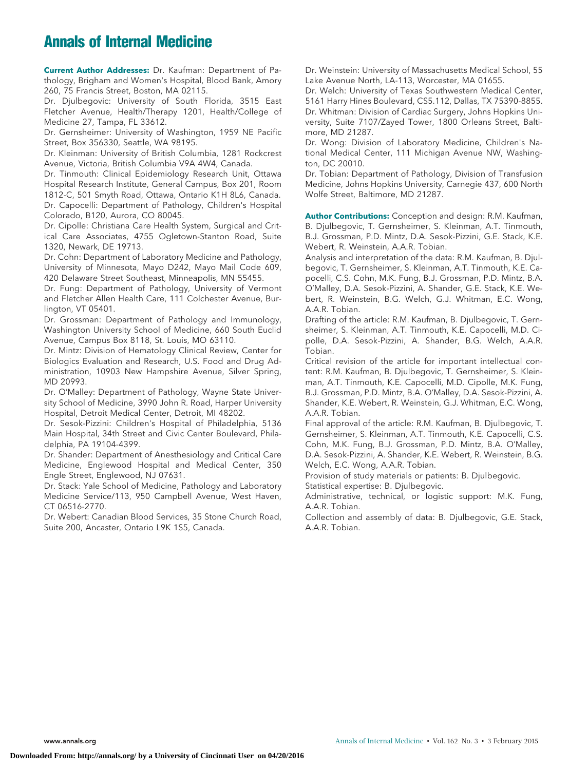**Current Author Addresses:** Dr. Kaufman: Department of Pathology, Brigham and Women's Hospital, Blood Bank, Amory 260, 75 Francis Street, Boston, MA 02115.

Dr. Djulbegovic: University of South Florida, 3515 East Fletcher Avenue, Health/Therapy 1201, Health/College of Medicine 27, Tampa, FL 33612.

Dr. Gernsheimer: University of Washington, 1959 NE Pacific Street, Box 356330, Seattle, WA 98195.

Dr. Kleinman: University of British Columbia, 1281 Rockcrest Avenue, Victoria, British Columbia V9A 4W4, Canada.

Dr. Tinmouth: Clinical Epidemiology Research Unit, Ottawa Hospital Research Institute, General Campus, Box 201, Room 1812-C, 501 Smyth Road, Ottawa, Ontario K1H 8L6, Canada.

Dr. Capocelli: Department of Pathology, Children's Hospital Colorado, B120, Aurora, CO 80045.

Dr. Cipolle: Christiana Care Health System, Surgical and Critical Care Associates, 4755 Ogletown-Stanton Road, Suite 1320, Newark, DE 19713.

Dr. Cohn: Department of Laboratory Medicine and Pathology, University of Minnesota, Mayo D242, Mayo Mail Code 609, 420 Delaware Street Southeast, Minneapolis, MN 55455.

Dr. Fung: Department of Pathology, University of Vermont and Fletcher Allen Health Care, 111 Colchester Avenue, Burlington, VT 05401.

Dr. Grossman: Department of Pathology and Immunology, Washington University School of Medicine, 660 South Euclid Avenue, Campus Box 8118, St. Louis, MO 63110.

Dr. Mintz: Division of Hematology Clinical Review, Center for Biologics Evaluation and Research, U.S. Food and Drug Administration, 10903 New Hampshire Avenue, Silver Spring, MD 20993.

Dr. O'Malley: Department of Pathology, Wayne State University School of Medicine, 3990 John R. Road, Harper University Hospital, Detroit Medical Center, Detroit, MI 48202.

Dr. Sesok-Pizzini: Children's Hospital of Philadelphia, 5136 Main Hospital, 34th Street and Civic Center Boulevard, Philadelphia, PA 19104-4399.

Dr. Shander: Department of Anesthesiology and Critical Care Medicine, Englewood Hospital and Medical Center, 350 Engle Street, Englewood, NJ 07631.

Dr. Stack: Yale School of Medicine, Pathology and Laboratory Medicine Service/113, 950 Campbell Avenue, West Haven, CT 06516-2770.

Dr. Webert: Canadian Blood Services, 35 Stone Church Road, Suite 200, Ancaster, Ontario L9K 1S5, Canada.

Dr. Weinstein: University of Massachusetts Medical School, 55 Lake Avenue North, LA-113, Worcester, MA 01655.

Dr. Welch: University of Texas Southwestern Medical Center, 5161 Harry Hines Boulevard, CS5.112, Dallas, TX 75390-8855.

Dr. Whitman: Division of Cardiac Surgery, Johns Hopkins University, Suite 7107/Zayed Tower, 1800 Orleans Street, Baltimore, MD 21287.

Dr. Wong: Division of Laboratory Medicine, Children's National Medical Center, 111 Michigan Avenue NW, Washington, DC 20010.

Dr. Tobian: Department of Pathology, Division of Transfusion Medicine, Johns Hopkins University, Carnegie 437, 600 North Wolfe Street, Baltimore, MD 21287.

**Author Contributions:** Conception and design: R.M. Kaufman, B. Djulbegovic, T. Gernsheimer, S. Kleinman, A.T. Tinmouth, B.J. Grossman, P.D. Mintz, D.A. Sesok-Pizzini, G.E. Stack, K.E. Webert, R. Weinstein, A.A.R. Tobian.

Analysis and interpretation of the data: R.M. Kaufman, B. Djulbegovic, T. Gernsheimer, S. Kleinman, A.T. Tinmouth, K.E. Capocelli, C.S. Cohn, M.K. Fung, B.J. Grossman, P.D. Mintz, B.A. O'Malley, D.A. Sesok-Pizzini, A. Shander, G.E. Stack, K.E. Webert, R. Weinstein, B.G. Welch, G.J. Whitman, E.C. Wong, A.A.R. Tobian.

Drafting of the article: R.M. Kaufman, B. Djulbegovic, T. Gernsheimer, S. Kleinman, A.T. Tinmouth, K.E. Capocelli, M.D. Cipolle, D.A. Sesok-Pizzini, A. Shander, B.G. Welch, A.A.R. Tobian.

Critical revision of the article for important intellectual content: R.M. Kaufman, B. Djulbegovic, T. Gernsheimer, S. Kleinman, A.T. Tinmouth, K.E. Capocelli, M.D. Cipolle, M.K. Fung, B.J. Grossman, P.D. Mintz, B.A. O'Malley, D.A. Sesok-Pizzini, A. Shander, K.E. Webert, R. Weinstein, G.J. Whitman, E.C. Wong, A.A.R. Tobian.

Final approval of the article: R.M. Kaufman, B. Djulbegovic, T. Gernsheimer, S. Kleinman, A.T. Tinmouth, K.E. Capocelli, C.S. Cohn, M.K. Fung, B.J. Grossman, P.D. Mintz, B.A. O'Malley, D.A. Sesok-Pizzini, A. Shander, K.E. Webert, R. Weinstein, B.G. Welch, E.C. Wong, A.A.R. Tobian.

Provision of study materials or patients: B. Djulbegovic.

Statistical expertise: B. Djulbegovic.

Administrative, technical, or logistic support: M.K. Fung, A.A.R. Tobian.

Collection and assembly of data: B. Djulbegovic, G.E. Stack, A.A.R. Tobian.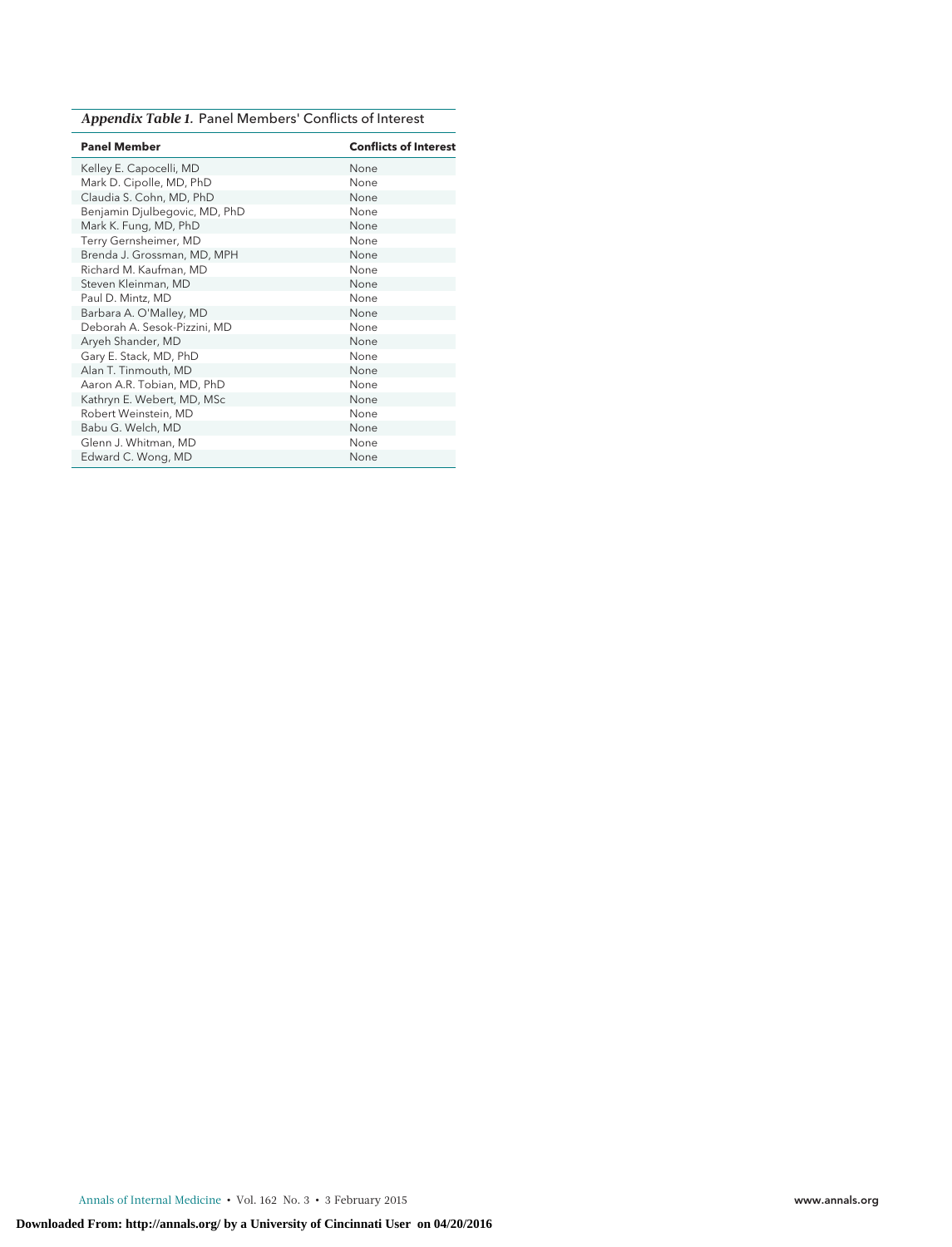***Appendix Table 1.*** Panel Members' Conflicts of Interest

| Panel Member | Conflicts of Interest |
|---|---|
| Kelley E. Capocelli, MD | None |
| Mark D. Cipolle, MD, PhD | None |
| Claudia S. Cohn, MD, PhD | None |
| Benjamin Djulbegovic, MD, PhD | None |
| Mark K. Fung, MD, PhD | None |
| Terry Gernsheimer, MD | None |
| Brenda J. Grossman, MD, MPH | None |
| Richard M. Kaufman, MD | None |
| Steven Kleinman, MD | None |
| Paul D. Mintz, MD | None |
| Barbara A. O'Malley, MD | None |
| Deborah A. Sesok-Pizzini, MD | None |
| Aryeh Shander, MD | None |
| Gary E. Stack, MD, PhD | None |
| Alan T. Tinmouth, MD | None |
| Aaron A.R. Tobian, MD, PhD | None |
| Kathryn E. Webert, MD, MSc | None |
| Robert Weinstein, MD | None |
| Babu G. Welch, MD | None |
| Glenn J. Whitman, MD | None |
| Edward C. Wong, MD | None |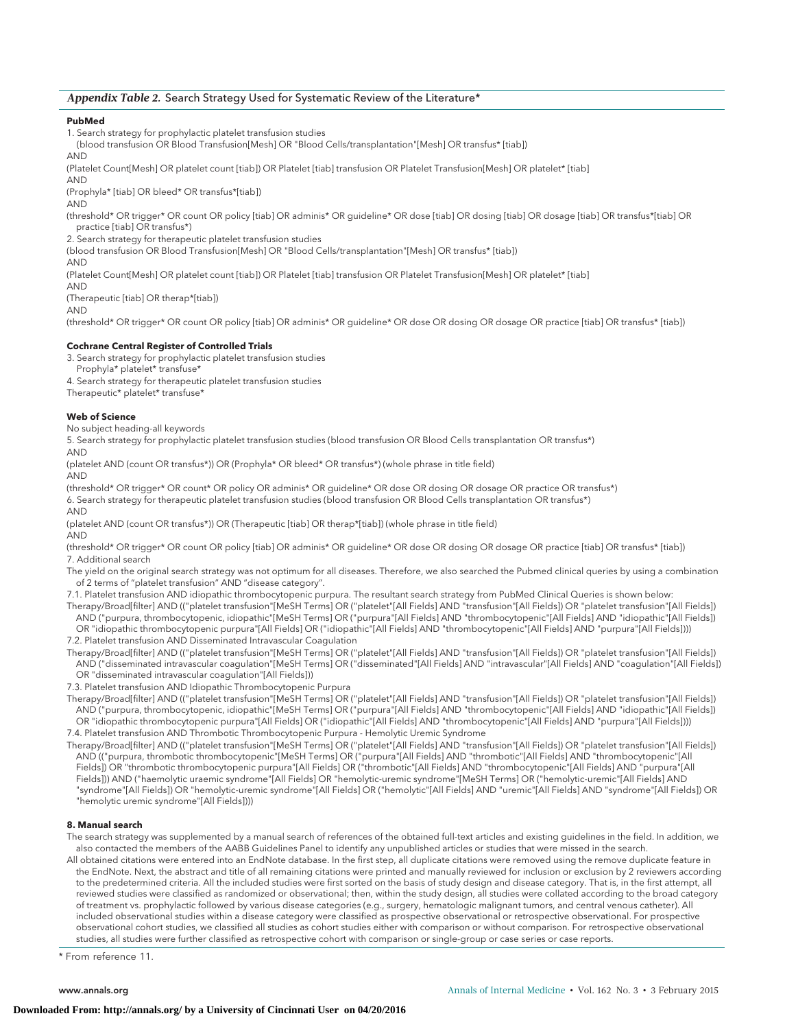*Appendix Table 2.* Search Strategy Used for Systematic Review of the Literature*

**PubMed**

1. Search strategy for prophylactic platelet transfusion studies
   (blood transfusion OR Blood Transfusion[Mesh] OR "Blood Cells/transplantation"[Mesh] OR transfus* [tiab])
   AND
   (Platelet Count[Mesh] OR platelet count [tiab]) OR Platelet [tiab] transfusion OR Platelet Transfusion[Mesh] OR platelet* [tiab]
   AND
   (Prophyla* [tiab] OR bleed* OR transfus*[tiab])
   AND
   (threshold* OR trigger* OR count OR policy [tiab] OR adminis* OR guideline* OR dose [tiab] OR dosing [tiab] OR dosage [tiab] OR transfus*[tiab] OR practice [tiab] OR transfus*)
2. Search strategy for therapeutic platelet transfusion studies
   (blood transfusion OR Blood Transfusion[Mesh] OR "Blood Cells/transplantation"[Mesh] OR transfus* [tiab])
   AND
   (Platelet Count[Mesh] OR platelet count [tiab]) OR Platelet [tiab] transfusion OR Platelet Transfusion[Mesh] OR platelet* [tiab]
   AND
   (Therapeutic [tiab] OR therap*[tiab])
   AND
   (threshold* OR trigger* OR count OR policy [tiab] OR adminis* OR guideline* OR dose OR dosing OR dosage OR practice [tiab] OR transfus* [tiab])

**Cochrane Central Register of Controlled Trials**

3. Search strategy for prophylactic platelet transfusion studies
   Prophyla* platelet* transfuse*
4. Search strategy for therapeutic platelet transfusion studies
   Therapeutic* platelet* transfuse*

**Web of Science**

No subject heading-all keywords

5. Search strategy for prophylactic platelet transfusion studies (blood transfusion OR Blood Cells transplantation OR transfus*)
   AND
   (platelet AND (count OR transfus*)) OR (Prophyla* OR bleed* OR transfus*) (whole phrase in title field)
   AND
   (threshold* OR trigger* OR count* OR policy OR adminis* OR guideline* OR dose OR dosing OR dosage OR practice OR transfus*)
6. Search strategy for therapeutic platelet transfusion studies (blood transfusion OR Blood Cells transplantation OR transfus*)
   AND
   (platelet AND (count OR transfus*)) OR (Therapeutic [tiab] OR therap*[tiab]) (whole phrase in title field)
   AND
   (threshold* OR trigger* OR count OR policy [tiab] OR adminis* OR guideline* OR dose OR dosing OR dosage OR practice [tiab] OR transfus* [tiab])
7. Additional search

The yield on the original search strategy was not optimum for all diseases. Therefore, we also searched the Pubmed clinical queries by using a combination of 2 terms of "platelet transfusion" AND "disease category".

7.1. Platelet transfusion AND idiopathic thrombocytopenic purpura. The resultant search strategy from PubMed Clinical Queries is shown below:

Therapy/Broad[filter] AND (("platelet transfusion"[MeSH Terms] OR ("platelet"[All Fields] AND "transfusion"[All Fields]) OR "platelet transfusion"[All Fields]) AND ("purpura, thrombocytopenic, idiopathic"[MeSH Terms] OR ("purpura"[All Fields] AND "thrombocytopenic"[All Fields] AND "idiopathic"[All Fields]) OR "idiopathic thrombocytopenic purpura"[All Fields] OR ("idiopathic"[All Fields] AND "thrombocytopenic"[All Fields] AND "purpura"[All Fields])))

7.2. Platelet transfusion AND Disseminated Intravascular Coagulation

Therapy/Broad[filter] AND (("platelet transfusion"[MeSH Terms] OR ("platelet"[All Fields] AND "transfusion"[All Fields]) OR "platelet transfusion"[All Fields]) AND ("disseminated intravascular coagulation"[MeSH Terms] OR ("disseminated"[All Fields] AND "intravascular"[All Fields] AND "coagulation"[All Fields]) OR "disseminated intravascular coagulation"[All Fields]))

7.3. Platelet transfusion AND Idiopathic Thrombocytopenic Purpura

Therapy/Broad[filter] AND (("platelet transfusion"[MeSH Terms] OR ("platelet"[All Fields] AND "transfusion"[All Fields]) OR "platelet transfusion"[All Fields]) AND ("purpura, thrombocytopenic, idiopathic"[MeSH Terms] OR ("purpura"[All Fields] AND "thrombocytopenic"[All Fields] AND "idiopathic"[All Fields]) OR "idiopathic thrombocytopenic purpura"[All Fields] OR ("idiopathic"[All Fields] AND "thrombocytopenic"[All Fields] AND "purpura"[All Fields])))

7.4. Platelet transfusion AND Thrombotic Thrombocytopenic Purpura - Hemolytic Uremic Syndrome

Therapy/Broad[filter] AND (("platelet transfusion"[MeSH Terms] OR ("platelet"[All Fields] AND "transfusion"[All Fields]) OR "platelet transfusion"[All Fields]) AND (("purpura, thrombotic thrombocytopenic"[MeSH Terms] OR ("purpura"[All Fields] AND "thrombotic"[All Fields] AND "thrombocytopenic"[All Fields]) OR "thrombotic thrombocytopenic purpura"[All Fields] OR ("thrombotic"[All Fields] AND "thrombocytopenic"[All Fields] AND "purpura"[All Fields])) AND ("haemolytic uraemic syndrome"[All Fields] OR "hemolytic-uremic syndrome"[MeSH Terms] OR ("hemolytic-uremic"[All Fields] AND "syndrome"[All Fields]) OR "hemolytic-uremic syndrome"[All Fields] OR ("hemolytic"[All Fields] AND "uremic"[All Fields] AND "syndrome"[All Fields]) OR "hemolytic uremic syndrome"[All Fields])))

**8. Manual search**

The search strategy was supplemented by a manual search of references of the obtained full-text articles and existing guidelines in the field. In addition, we also contacted the members of the AABB Guidelines Panel to identify any unpublished articles or studies that were missed in the search.

All obtained citations were entered into an EndNote database. In the first step, all duplicate citations were removed using the remove duplicate feature in the EndNote. Next, the abstract and title of all remaining citations were printed and manually reviewed for inclusion or exclusion by 2 reviewers according to the predetermined criteria. All the included studies were first sorted on the basis of study design and disease category. That is, in the first attempt, all reviewed studies were classified as randomized or observational; then, within the study design, all studies were collated according to the broad category of treatment vs. prophylactic followed by various disease categories (e.g., surgery, hematologic malignant tumors, and central venous catheter). All included observational studies within a disease category were classified as prospective observational or retrospective observational. For prospective observational cohort studies, we classified all studies as cohort studies either with comparison or without comparison. For retrospective observational studies, all studies were further classified as retrospective cohort with comparison or single-group or case series or case reports.

\* From reference 11.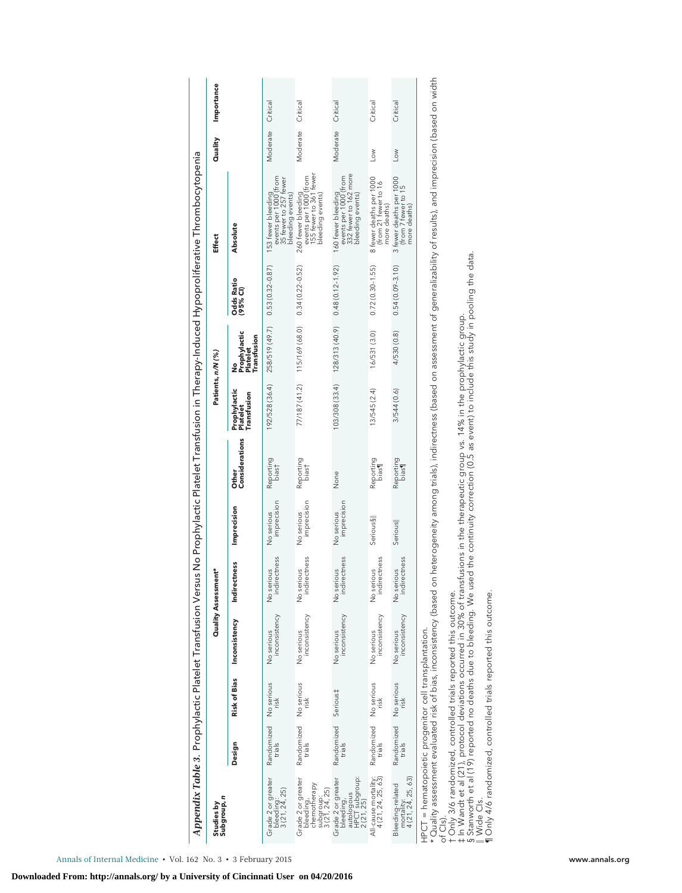*Appendix Table 3.* Prophylactic Platelet Transfusion Versus No Prophylactic Platelet Transfusion in Therapy-Induced Hypoproliferative Thrombocytopenia

| Studies by Subgroup, n | Quality Assessment* | | | | | | Patients, n/N (%) | | Effect | | Quality | Importance |
|---|---|---|---|---|---|---|---|---|---|---|---|---|
| | Design | Risk of Bias | Inconsistency | Indirectness | Imprecision | Other Considerations | Prophylactic Platelet Transfusion | No Prophylactic Platelet Transfusion | Odds Ratio (95% CI) | Absolute | | |
| Grade 2 or greater bleeding: 3 (21, 24, 25) | Randomized trials | No serious risk | No serious inconsistency | No serious indirectness | No serious imprecision | Reporting bias† | 192/528 (36.4) | 258/519 (49.7) | 0.53 (0.32–0.87) | 153 fewer bleeding events per 1000 (from 35 fewer to 257 fewer bleeding events) | Moderate | Critical |
| Grade 2 or greater bleeding, chemotherapy subgroup: 3 (21, 24, 25) | Randomized trials | No serious risk | No serious inconsistency | No serious indirectness | No serious imprecision | Reporting bias† | 77/187 (41.2) | 115/169 (68.0) | 0.34 (0.22–0.52) | 260 fewer bleeding events per 1000 (from 155 fewer to 361 fewer bleeding events) | Moderate | Critical |
| Grade 2 or greater bleeding, autologous HPCT subgroup: 2 (21, 25) | Randomized trials | Serious‡ | No serious inconsistency | No serious indirectness | No serious imprecision | None | 103/308 (33.4) | 128/313 (40.9) | 0.48 (0.12–1.92) | 160 fewer bleeding events per 1000 (from 332 fewer to 162 more bleeding events) | Moderate | Critical |
| All-cause mortality: 4 (21, 24, 25, 63) | Randomized trials | No serious risk | No serious inconsistency | No serious indirectness | Serious§‖ | Reporting bias¶ | 13/545 (2.4) | 16/531 (3.0) | 0.72 (0.30–1.55) | 8 fewer deaths per 1000 (from 21 fewer to 16 more deaths) | Low | Critical |
| Bleeding-related mortality: 4 (21, 24, 25, 63) | Randomized trials | No serious risk | No serious inconsistency | No serious indirectness | Serious‖ | Reporting bias¶ | 3/544 (0.6) | 4/530 (0.8) | 0.54 (0.09–3.10) | 3 fewer deaths per 1000 (from 7 fewer to 15 more deaths) | Low | Critical |

HPCT = hematopoietic progenitor cell transplantation.
\* Quality assessment evaluated risk of bias, inconsistency (based on heterogeneity among trials), indirectness (based on assessment of generalizability of results), and imprecision (based on width of CIs).
† Only 3/6 randomized, controlled trials reported this outcome.
‡ In Wandt et al (21), protocol deviations occurred in 30% of transfusions in the therapeutic group vs. 14% in the prophylactic group.
§ Stanworth et al (19) reported no deaths due to bleeding. We used the continuity correction (0.5 as event) to include this study in pooling the data.
‖ Wide CIs.
¶ Only 4/6 randomized, controlled trials reported this outcome.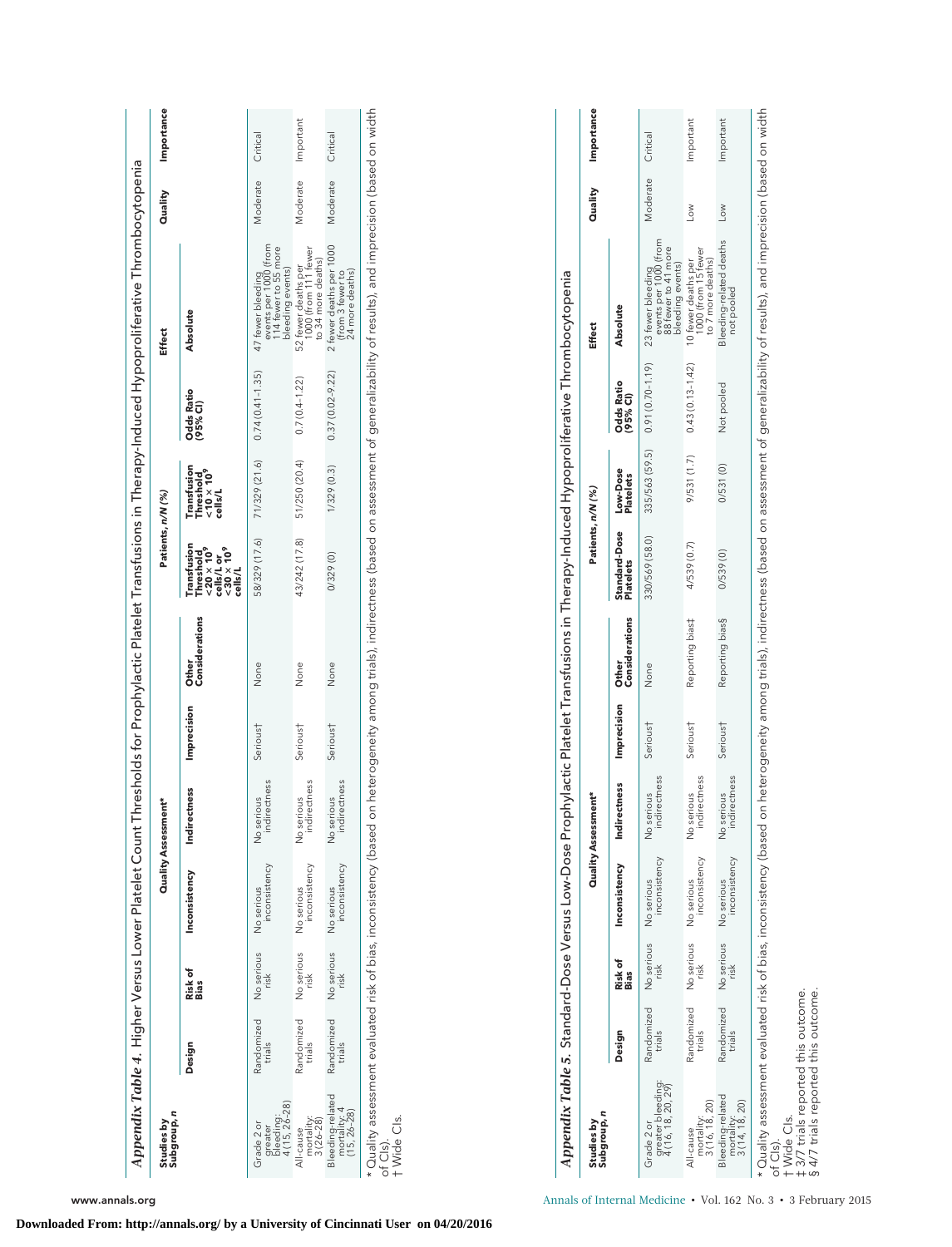## Appendix Table 4. Higher Versus Lower Platelet Count Thresholds for Prophylactic Platelet Transfusions in Therapy-Induced Hypoproliferative Thrombocytopenia

| Studies by Subgroup, n | Quality Assessment* | | | | | | Patients, n/N (%) | | Effect | | Quality | Importance |
|---|---|---|---|---|---|---|---|---|---|---|---|---|
| | Design | Risk of Bias | Inconsistency | Indirectness | Imprecision | Other Considerations | Transfusion Threshold $<20 \times 10^9$ cells/L or $<30 \times 10^9$ cells/L | Transfusion Threshold $<10 \times 10^9$ cells/L | Odds Ratio (95% CI) | Absolute | | |
| Grade 2 or greater bleeding: 4 (15, 26–28) | Randomized trials | No serious risk | No serious inconsistency | No serious indirectness | Serious† | None | 58/329 (17.6) | 71/329 (21.6) | 0.74 (0.41–1.35) | 47 fewer bleeding events per 1000 (from 114 fewer to 55 more bleeding events) | Moderate | Critical |
| All-cause mortality: 3 (26–28) | Randomized trials | No serious risk | No serious inconsistency | No serious indirectness | Serious† | None | 43/242 (17.8) | 51/250 (20.4) | 0.7 (0.4–1.22) | 52 fewer deaths per 1000 (from 111 fewer to 34 more deaths) | Moderate | Important |
| Bleeding-related mortality: 4 (15, 26–28) | Randomized trials | No serious risk | No serious inconsistency | No serious indirectness | Serious† | None | 0/329 (0) | 1/329 (0.3) | 0.37 (0.02–9.22) | 2 fewer deaths per 1000 (from 3 fewer to 24 more deaths) | Moderate | Critical |

\* Quality assessment evaluated risk of bias, inconsistency (based on heterogeneity among trials), indirectness (based on assessment of generalizability of results), and imprecision (based on width of CIs).
† Wide CIs.

## Appendix Table 5. Standard-Dose Versus Low-Dose Prophylactic Platelet Transfusions in Therapy-Induced Hypoproliferative Thrombocytopenia

| Studies by Subgroup, n | Quality Assessment* | | | | | | Patients, n/N (%) | | Effect | | Quality | Importance |
|---|---|---|---|---|---|---|---|---|---|---|---|---|
| | Design | Risk of Bias | Inconsistency | Indirectness | Imprecision | Other Considerations | Standard-Dose Platelets | Low-Dose Platelets | Odds Ratio (95% CI) | Absolute | | |
| Grade 2 or greater bleeding: 4 (16, 18, 20, 29) | Randomized trials | No serious risk | No serious inconsistency | No serious indirectness | Serious† | None | 330/569 (58.0) | 335/563 (59.5) | 0.91 (0.70–1.19) | 23 fewer bleeding events per 1000 (from 88 fewer to 41 more bleeding events) | Moderate | Critical |
| All-cause mortality: 3 (16, 18, 20) | Randomized trials | No serious risk | No serious inconsistency | No serious indirectness | Serious† | Reporting bias‡ | 4/539 (0.7) | 9/531 (1.7) | 0.43 (0.13–1.42) | 10 fewer deaths per 1000 (from 15 fewer to 7 more deaths) | Low | Important |
| Bleeding-related mortality: 3 (16, 18, 20) | Randomized trials | No serious risk | No serious inconsistency | No serious indirectness | Serious† | Reporting bias§ | 0/539 (0) | 0/531 (0) | Not pooled | Bleeding-related deaths not pooled | Low | Important |

\* Quality assessment evaluated risk of bias, inconsistency (based on heterogeneity among trials), indirectness (based on assessment of generalizability of results), and imprecision (based on width of CIs).
† Wide CIs.
‡ 3/7 trials reported this outcome.
§ 4/7 trials reported this outcome.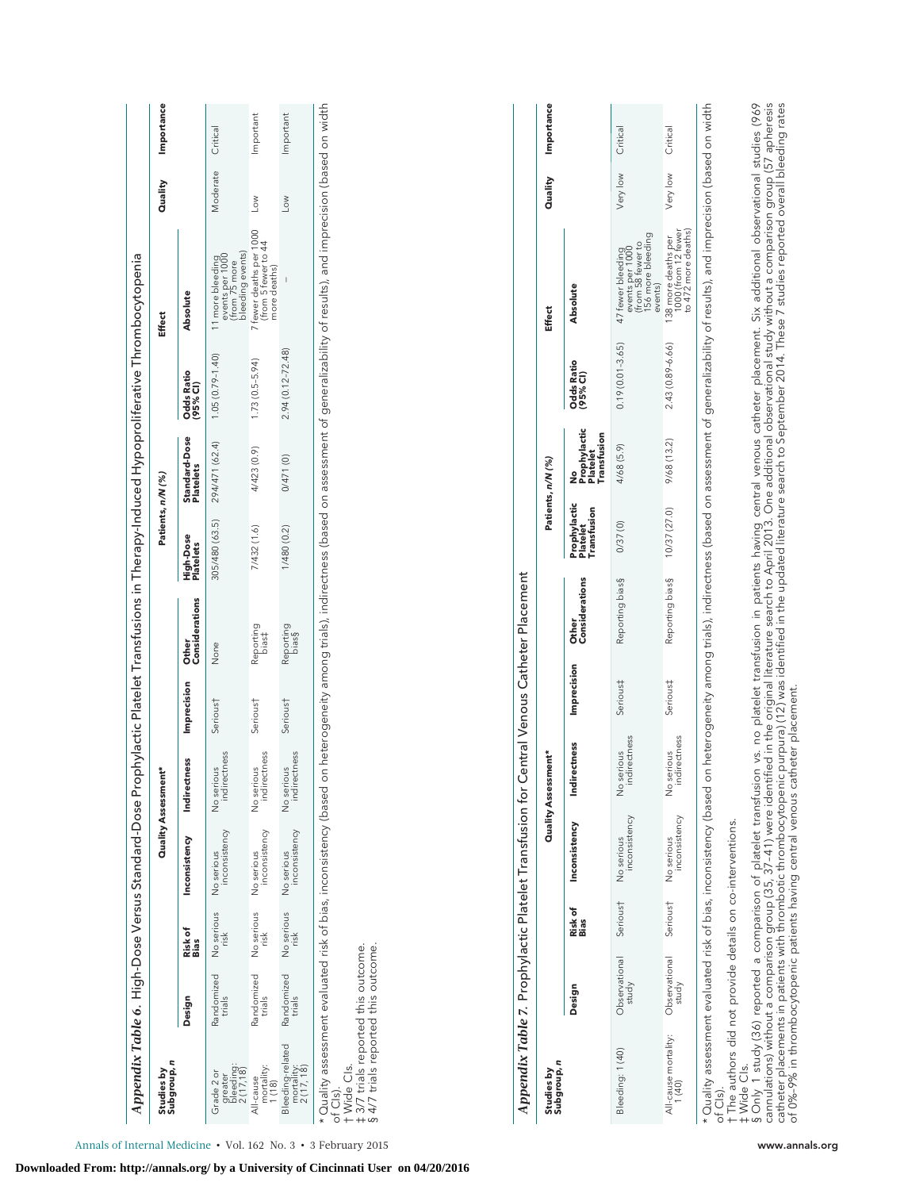*Appendix Table 6.* High-Dose Versus Standard-Dose Prophylactic Platelet Transfusions in Therapy-Induced Hypoproliferative Thrombocytopenia

| Studies by Subgroup, *n* | Quality Assessment* | | | | | | Patients, *n/N* (%) | | Effect | | Quality | Importance |
|---|---|---|---|---|---|---|---|---|---|---|---|---|
| | Design | Risk of Bias | Inconsistency | Indirectness | Imprecision | Other Considerations | High-Dose Platelets | Standard-Dose Platelets | Odds Ratio (95% CI) | Absolute | | |
| Grade 2 or greater bleeding: 2 (17, 18) | Randomized trials | No serious risk | No serious inconsistency | No serious indirectness | Serious† | None | 305/480 (63.5) | 294/471 (62.4) | 1.05 (0.79–1.40) | 11 more bleeding events per 1000 (from 75 more bleeding events) | Moderate | Critical |
| All-cause mortality: 1 (18) | Randomized trials | No serious risk | No serious inconsistency | No serious indirectness | Serious† | Reporting bias‡ | 7/432 (1.6) | 4/423 (0.9) | 1.73 (0.5–5.94) | 7 fewer deaths per 1000 (from 5 fewer to 44 more deaths) | Low | Important |
| Bleeding-related mortality: 2 (17, 18) | Randomized trials | No serious risk | No serious inconsistency | No serious indirectness | Serious† | Reporting bias§ | 1/480 (0.2) | 0/471 (0) | 2.94 (0.12–72.48) | – | Low | Important |

* Quality assessment evaluated risk of bias, inconsistency (based on heterogeneity among trials), indirectness (based on assessment of generalizability of results), and imprecision (based on width of CIs).
† Wide CIs.
‡ 3/7 trials reported this outcome.
§ 4/7 trials reported this outcome.

*Appendix Table 7.* Prophylactic Platelet Transfusion for Central Venous Catheter Placement

| Studies by Subgroup, *n* | Quality Assessment* | | | | | | Patients, *n/N* (%) | | Effect | | Quality | Importance |
|---|---|---|---|---|---|---|---|---|---|---|---|---|
| | Design | Risk of Bias | Inconsistency | Indirectness | Imprecision | Other Considerations | Prophylactic Platelet Transfusion | No Prophylactic Platelet Transfusion | Odds Ratio (95% CI) | Absolute | | |
| Bleeding: 1 (40) | Observational study | Serious† | No serious inconsistency | No serious indirectness | Serious‡ | Reporting bias§ | 0/37 (0) | 4/68 (5.9) | 0.19 (0.01–3.65) | 47 fewer bleeding events per 1000 (from 58 fewer to 156 more bleeding events) | Very low | Critical |
| All-cause mortality: 1 (40) | Observational study | Serious† | No serious inconsistency | No serious indirectness | Serious‡ | Reporting bias§ | 10/37 (27.0) | 9/68 (13.2) | 2.43 (0.89–6.66) | 138 more deaths per 1000 (from 12 fewer to 472 more deaths) | Very low | Critical |

* Quality assessment evaluated risk of bias, inconsistency (based on heterogeneity among trials), indirectness (based on assessment of generalizability of results), and imprecision (based on width of CIs).
† The authors did not provide details on co-interventions.
‡ Wide CIs.
§ Only 1 study (36) reported a comparison of platelet transfusion vs. no platelet transfusion in patients having central venous catheter placement. Six additional observational studies (969 cannulations) without a comparison group (35, 37–41) were identified in the original literature search to April 2013. One additional observational study without a comparison group (57 apheresis catheter placements in patients with thrombotic thrombocytopenic purpura) (12) was identified in the updated literature search to September 2014. These 7 studies reported overall bleeding rates of 0%–9% in thrombocytopenic patients having central venous catheter placement.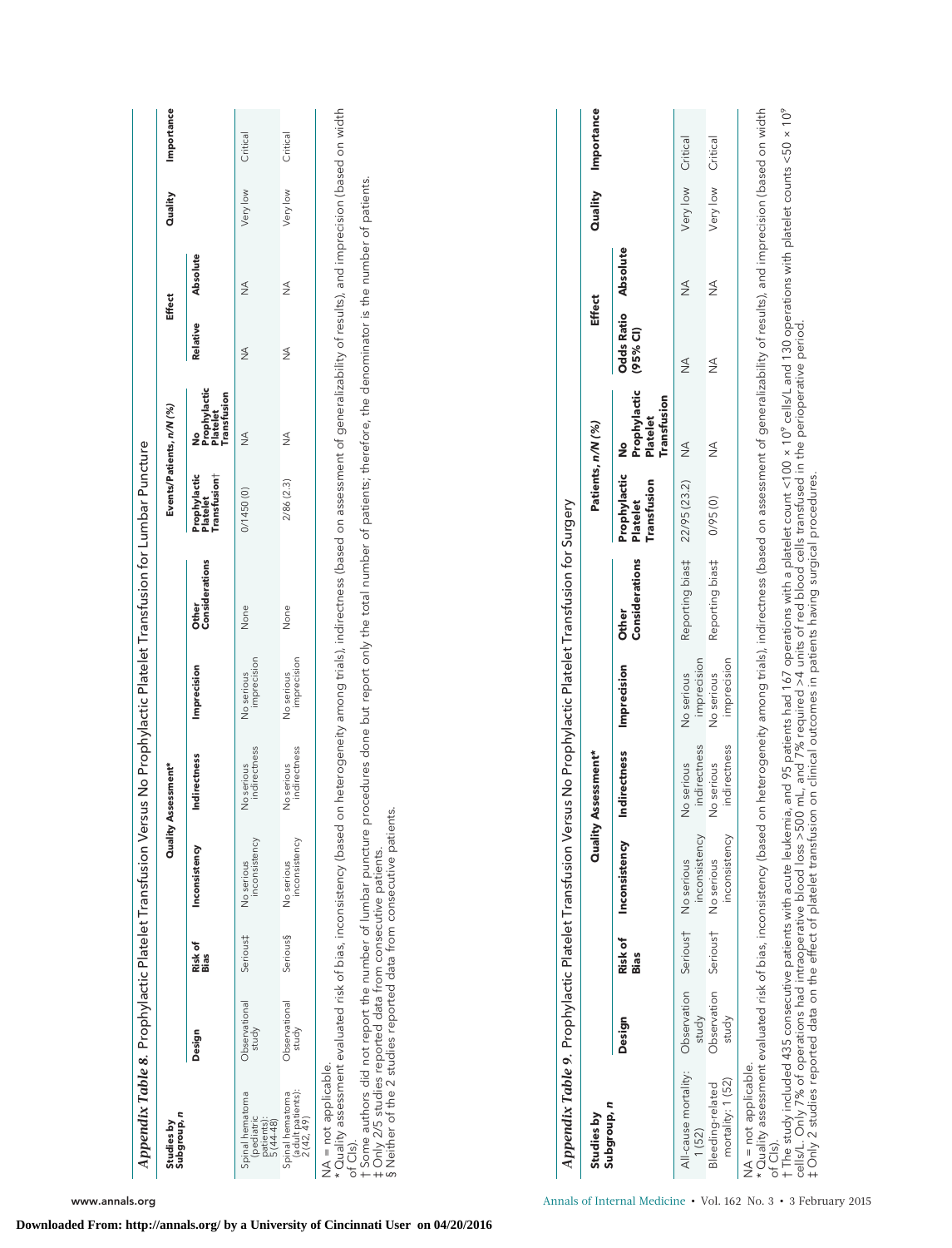## Appendix Table 8. Prophylactic Platelet Transfusion Versus No Prophylactic Platelet Transfusion for Lumbar Puncture

| Studies by Subgroup, *n* | Quality Assessment* | | | | | | Events/Patients, *n/N* (%) | | Effect | | Quality | Importance |
|---|---|---|---|---|---|---|---|---|---|---|---|---|
| | Design | Risk of Bias | Inconsistency | Indirectness | Imprecision | Other Considerations | Prophylactic Platelet Transfusion† | No Prophylactic Platelet Transfusion | Relative | Absolute | | |
| Spinal hematoma (pediatric patients): 5 (44-48) | Observational study | Serious‡ | No serious inconsistency | No serious indirectness | No serious imprecision | None | 0/1450 (0) | NA | NA | NA | Very low | Critical |
| Spinal hematoma (adult patients): 2 (42, 49) | Observational study | Serious§ | No serious inconsistency | No serious indirectness | No serious imprecision | None | 2/86 (2.3) | NA | NA | NA | Very low | Critical |

NA = not applicable.
* Quality assessment evaluated risk of bias, inconsistency (based on heterogeneity among trials), indirectness (based on assessment of generalizability of results), and imprecision (based on width of CIs).
† Some authors did not report the number of lumbar puncture procedures done but report only the total number of patients; therefore, the denominator is the number of patients.
‡ Only 2/5 studies reported data from consecutive patients.
§ Neither of the 2 studies reported data from consecutive patients.

## Appendix Table 9. Prophylactic Platelet Transfusion Versus No Prophylactic Platelet Transfusion for Surgery

| Studies by Subgroup, *n* | Quality Assessment* | | | | | | Patients, *n/N* (%) | | Effect | | Quality | Importance |
|---|---|---|---|---|---|---|---|---|---|---|---|---|
| | Design | Risk of Bias | Inconsistency | Indirectness | Imprecision | Other Considerations | Prophylactic Platelet Transfusion | No Prophylactic Platelet Transfusion | Odds Ratio (95% CI) | Absolute | | |
| All-cause mortality: 1 (52) | Observation study | Serious† | No serious inconsistency | No serious indirectness | No serious imprecision | Reporting bias‡ | 22/95 (23.2) | NA | NA | NA | Very low | Critical |
| Bleeding-related mortality: 1 (52) | Observation study | Serious† | No serious inconsistency | No serious indirectness | No serious imprecision | Reporting bias‡ | 0/95 (0) | NA | NA | NA | Very low | Critical |

NA = not applicable.
* Quality assessment evaluated risk of bias, inconsistency (based on heterogeneity among trials), indirectness (based on assessment of generalizability of results), and imprecision (based on width of CIs).
† The study included 435 consecutive patients with acute leukemia, and 95 patients had 167 operations with a platelet count $<100 \times 10^9$ cells/L and 130 operations with platelet counts $<50 \times 10^9$ cells/L. Only 7% of operations had intraoperative blood loss >500 mL, and 7% required >4 units of red blood cells transfused in the perioperative period.
‡ Only 2 studies reported data on the effect of platelet transfusion on clinical outcomes in patients having surgical procedures.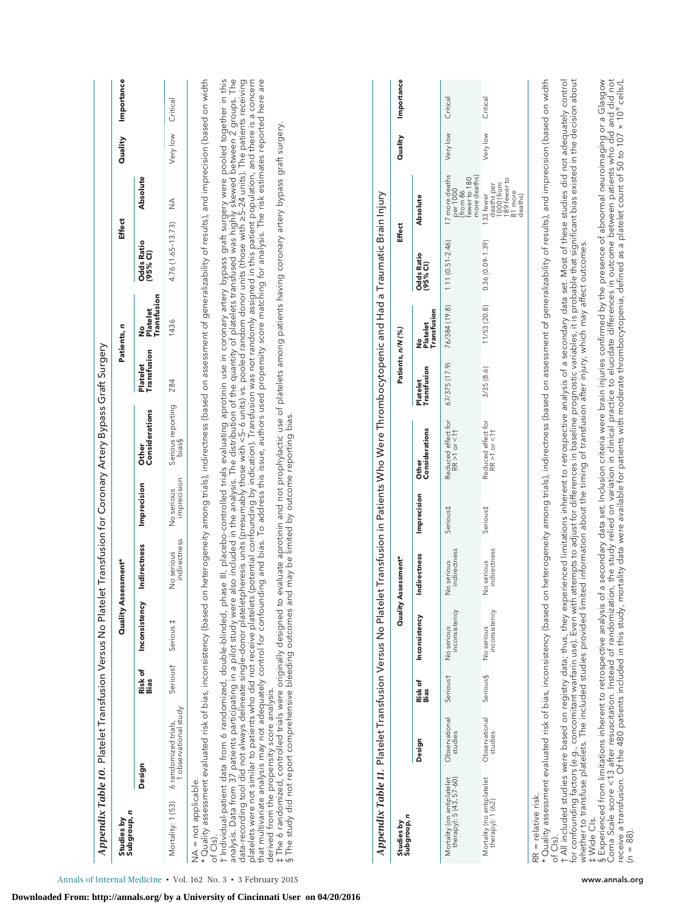*Appendix Table 10.* Platelet Transfusion Versus No Platelet Transfusion for Coronary Artery Bypass Graft Surgery

| Studies by Subgroup, n | Quality Assessment* | | | | | | Patients, n | | Effect | | Quality | Importance |
|---|---|---|---|---|---|---|---|---|---|---|---|---|
| | Design | Risk of Bias | Inconsistency | Indirectness | Imprecision | Other Considerations | Platelet Transfusion | No Platelet Transfusion | Odds Ratio (95% CI) | Absolute | | |
| Mortality: 1 (53) | 6 randomized trials, 1 observational study | Serious† | Serious ‡ | No serious indirectness | No serious imprecision | Serious reporting bias§ | 284 | 1436 | 4.76 (1.65–13.73) | NA | Very low | Critical |

NA = not applicable.
* Quality assessment evaluated risk of bias, inconsistency (based on heterogeneity among trials), indirectness (based on assessment of generalizability of results), and imprecision (based on width of CIs).
† Individual-patient data from 6 randomized, double-blinded, phase III, placebo-controlled trials evaluating aprotinin use in coronary artery bypass graft surgery were pooled together in this analysis. Data from 37 patients participating in a pilot study were also included in the analysis. The distribution of the quantity of platelets transfused was highly skewed between 2 groups. The data-recording tool did not always delineate single-donor plateletpheresis units (presumably those with <5–6 units) vs. pooled random donor units (those with ≥5–24 units). The patients receiving platelets were not similar to patients who did not receive platelets (potential confounding by indication). Transfusion was not randomly assigned in this patient population, and there is a concern that multivariate analysis may not adequately control for confounding and bias. To address this issue, authors used propensity score matching for analysis. The risk estimates reported here are derived from the propensity score analysis.
‡ The 6 randomized, controlled trials were originally designed to evaluate aprotinin and not prophylactic use of platelets among patients having coronary artery bypass graft surgery.
§ The study did not report comprehensive bleeding outcomes and may be limited by outcome reporting bias.

*Appendix Table 11.* Platelet Transfusion Versus No Platelet Transfusion in Patients Who Were Thrombocytopenic and Had a Traumatic Brain Injury

| Studies by Subgroup, n | Quality Assessment* | | | | | | Patients, n/N (%) | | Effect | | Quality | Importance |
|---|---|---|---|---|---|---|---|---|---|---|---|---|
| | Design | Risk of Bias | Inconsistency | Indirectness | Imprecision | Other Considerations | Platelet Transfusion | No Platelet Transfusion | Odds Ratio (95% CI) | Absolute | | |
| Mortality (on antiplatelet therapy): 5 (43, 57–60) | Observational studies | Serious† | No serious inconsistency | No serious indirectness | Serious‡ | Reduced effect for RR >1 or <1† | 67/375 (17.9) | 76/384 (19.8) | 1.11 (0.51–2.46) | 17 more deaths per 1000 (from 86 fewer to 180 more deaths) | Very low | Critical |
| Mortality (no antiplatelet therapy): 1 (62) | Observational studies | Serious§ | No serious inconsistency | No serious indirectness | Serious‡ | Reduced effect for RR >1 or <1† | 3/35 (8.6) | 11/53 (20.8) | 0.36 (0.09–1.39) | 133 fewer deaths per 1000 (from 189 fewer to 81 more deaths) | Very low | Critical |

RR = relative risk.
* Quality assessment evaluated risk of bias, inconsistency (based on heterogeneity among trials), indirectness (based on assessment of generalizability of results), and imprecision (based on width of CIs).
† All included studies were based on registry data; thus, they experienced limitations inherent to retrospective analysis of a secondary data set. Most of these studies did not adequately control for confounding factors (e.g., concomitant warfarin use). Even with attempts to adjust for differences in baseline prognostic variables, it is probable that significant bias existed in the decision about whether to transfuse platelets. The included studies provided limited information about the timing of transfusion after injury, which may affect outcomes.
‡ Wide CIs.
§ Experienced from limitations inherent to retrospective analysis of a secondary data set. Inclusion criteria were brain injuries confirmed by the presence of abnormal neuroimaging or a Glasgow Coma Scale score <13 after resuscitation. Instead of randomization, the study relied on variation in clinical practice to elucidate differences in outcome between patients who did and did not receive a transfusion. Of the 480 patients included in this study, mortality data were available for patients with moderate thrombocytopenia, defined as a platelet count of 50 to 107 × $10^9$ cells/L (n = 88).